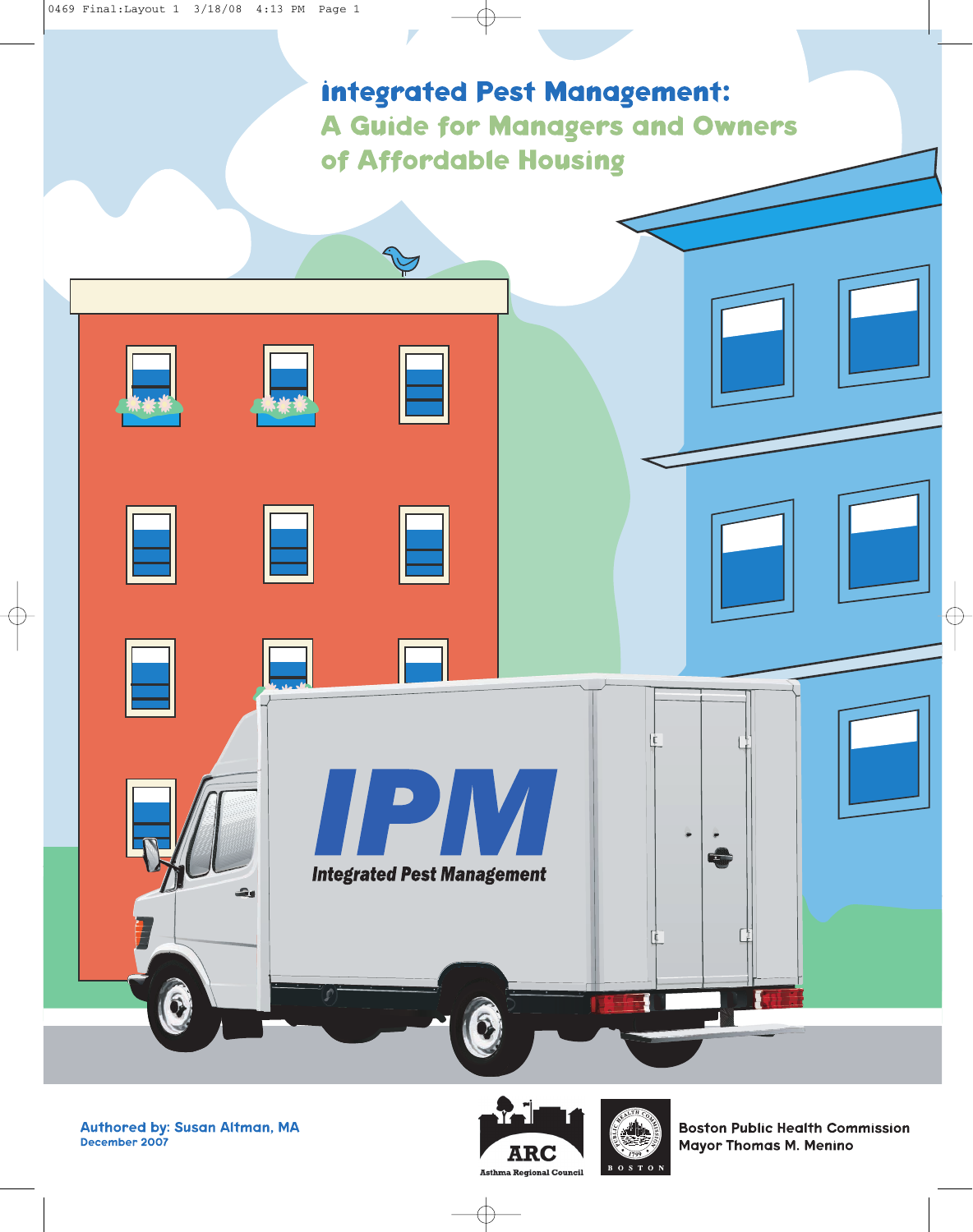# Integrated Pest Management:

## A Guide for Managers and Owners of Affordable Housing

Authored by: Susan Altman, MA

December 2007

ARC Asthma Regional Council

Boston Public Health Commission

Mayor Thomas M. Menino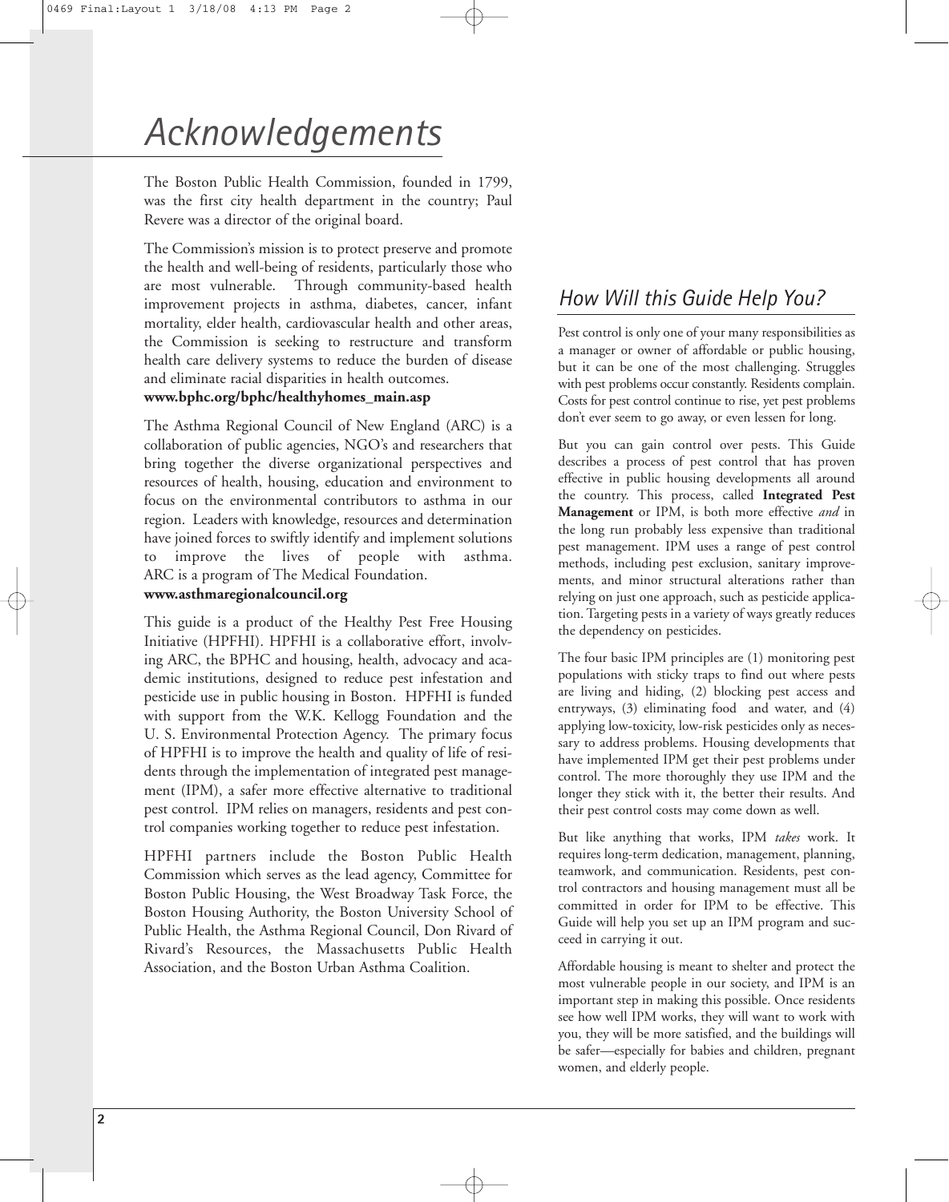# Acknowledgements

The Boston Public Health Commission, founded in 1799, was the first city health department in the country; Paul Revere was a director of the original board.

The Commission's mission is to protect preserve and promote the health and well-being of residents, particularly those who are most vulnerable. Through community-based health improvement projects in asthma, diabetes, cancer, infant mortality, elder health, cardiovascular health and other areas, the Commission is seeking to restructure and transform health care delivery systems to reduce the burden of disease and eliminate racial disparities in health outcomes.
**www.bphc.org/bphc/healthyhomes_main.asp**

The Asthma Regional Council of New England (ARC) is a collaboration of public agencies, NGO's and researchers that bring together the diverse organizational perspectives and resources of health, housing, education and environment to focus on the environmental contributors to asthma in our region. Leaders with knowledge, resources and determination have joined forces to swiftly identify and implement solutions to improve the lives of people with asthma. ARC is a program of The Medical Foundation.
**www.asthmaregionalcouncil.org**

This guide is a product of the Healthy Pest Free Housing Initiative (HPFHI). HPFHI is a collaborative effort, involving ARC, the BPHC and housing, health, advocacy and academic institutions, designed to reduce pest infestation and pesticide use in public housing in Boston. HPFHI is funded with support from the W.K. Kellogg Foundation and the U. S. Environmental Protection Agency. The primary focus of HPFHI is to improve the health and quality of life of residents through the implementation of integrated pest management (IPM), a safer more effective alternative to traditional pest control. IPM relies on managers, residents and pest control companies working together to reduce pest infestation.

HPFHI partners include the Boston Public Health Commission which serves as the lead agency, Committee for Boston Public Housing, the West Broadway Task Force, the Boston Housing Authority, the Boston University School of Public Health, the Asthma Regional Council, Don Rivard of Rivard's Resources, the Massachusetts Public Health Association, and the Boston Urban Asthma Coalition.

## How Will this Guide Help You?

Pest control is only one of your many responsibilities as a manager or owner of affordable or public housing, but it can be one of the most challenging. Struggles with pest problems occur constantly. Residents complain. Costs for pest control continue to rise, yet pest problems don't ever seem to go away, or even lessen for long.

But you can gain control over pests. This Guide describes a process of pest control that has proven effective in public housing developments all around the country. This process, called **Integrated Pest Management** or IPM, is both more effective *and* in the long run probably less expensive than traditional pest management. IPM uses a range of pest control methods, including pest exclusion, sanitary improvements, and minor structural alterations rather than relying on just one approach, such as pesticide application. Targeting pests in a variety of ways greatly reduces the dependency on pesticides.

The four basic IPM principles are (1) monitoring pest populations with sticky traps to find out where pests are living and hiding, (2) blocking pest access and entryways, (3) eliminating food and water, and (4) applying low-toxicity, low-risk pesticides only as necessary to address problems. Housing developments that have implemented IPM get their pest problems under control. The more thoroughly they use IPM and the longer they stick with it, the better their results. And their pest control costs may come down as well.

But like anything that works, IPM *takes* work. It requires long-term dedication, management, planning, teamwork, and communication. Residents, pest control contractors and housing management must all be committed in order for IPM to be effective. This Guide will help you set up an IPM program and succeed in carrying it out.

Affordable housing is meant to shelter and protect the most vulnerable people in our society, and IPM is an important step in making this possible. Once residents see how well IPM works, they will want to work with you, they will be more satisfied, and the buildings will be safer—especially for babies and children, pregnant women, and elderly people.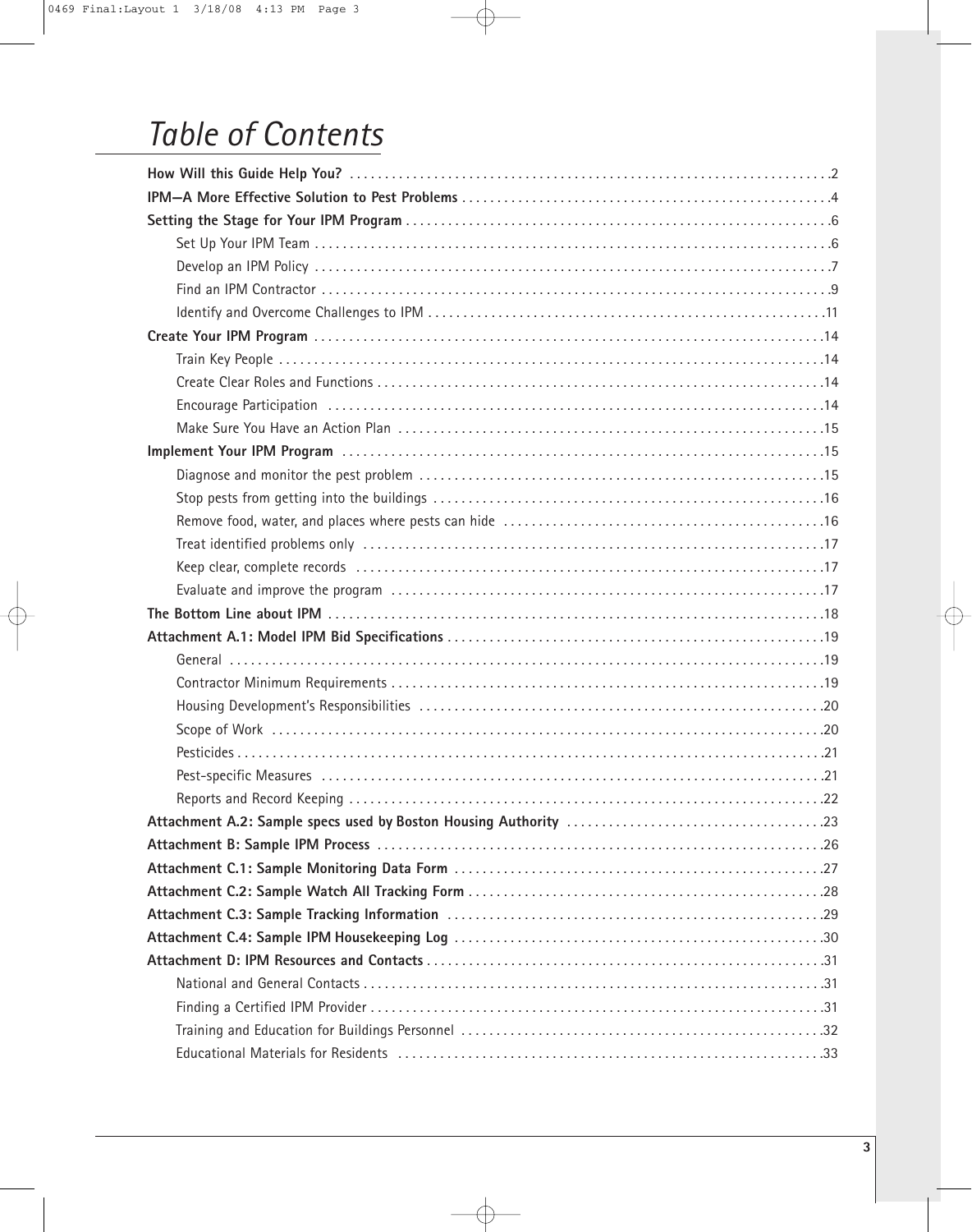# Table of Contents

**How Will this Guide Help You?** .2

**IPM—A More Effective Solution to Pest Problems** .4

**Setting the Stage for Your IPM Program** .6

- Set Up Your IPM Team .6
- Develop an IPM Policy .7
- Find an IPM Contractor .9
- Identify and Overcome Challenges to IPM .11

**Create Your IPM Program** .14

- Train Key People .14
- Create Clear Roles and Functions .14
- Encourage Participation .14
- Make Sure You Have an Action Plan .15

**Implement Your IPM Program** .15

- Diagnose and monitor the pest problem .15
- Stop pests from getting into the buildings .16
- Remove food, water, and places where pests can hide .16
- Treat identified problems only .17
- Keep clear, complete records .17
- Evaluate and improve the program .17

**The Bottom Line about IPM** .18

**Attachment A.1: Model IPM Bid Specifications** .19

- General .19
- Contractor Minimum Requirements .19
- Housing Development's Responsibilities .20
- Scope of Work .20
- Pesticides .21
- Pest-specific Measures .21
- Reports and Record Keeping .22

**Attachment A.2: Sample specs used by Boston Housing Authority** .23

**Attachment B: Sample IPM Process** .26

**Attachment C.1: Sample Monitoring Data Form** .27

**Attachment C.2: Sample Watch All Tracking Form** .28

**Attachment C.3: Sample Tracking Information** .29

**Attachment C.4: Sample IPM Housekeeping Log** .30

**Attachment D: IPM Resources and Contacts** .31

- National and General Contacts .31
- Finding a Certified IPM Provider .31
- Training and Education for Buildings Personnel .32
- Educational Materials for Residents .33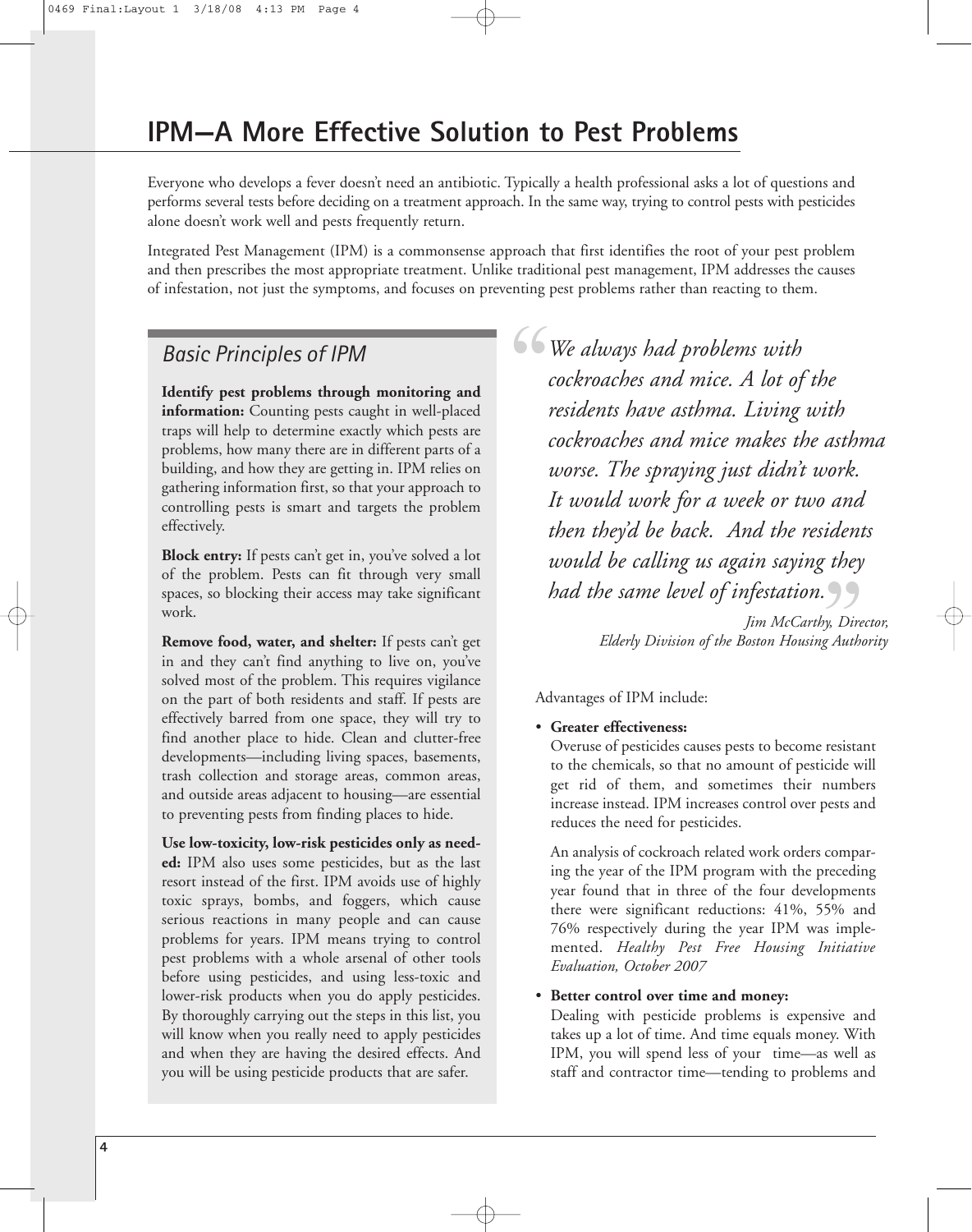# IPM—A More Effective Solution to Pest Problems

Everyone who develops a fever doesn't need an antibiotic. Typically a health professional asks a lot of questions and performs several tests before deciding on a treatment approach. In the same way, trying to control pests with pesticides alone doesn't work well and pests frequently return.

Integrated Pest Management (IPM) is a commonsense approach that first identifies the root of your pest problem and then prescribes the most appropriate treatment. Unlike traditional pest management, IPM addresses the causes of infestation, not just the symptoms, and focuses on preventing pest problems rather than reacting to them.

## *Basic Principles of IPM*

**Identify pest problems through monitoring and information:** Counting pests caught in well-placed traps will help to determine exactly which pests are problems, how many there are in different parts of a building, and how they are getting in. IPM relies on gathering information first, so that your approach to controlling pests is smart and targets the problem effectively.

**Block entry:** If pests can't get in, you've solved a lot of the problem. Pests can fit through very small spaces, so blocking their access may take significant work.

**Remove food, water, and shelter:** If pests can't get in and they can't find anything to live on, you've solved most of the problem. This requires vigilance on the part of both residents and staff. If pests are effectively barred from one space, they will try to find another place to hide. Clean and clutter-free developments—including living spaces, basements, trash collection and storage areas, common areas, and outside areas adjacent to housing—are essential to preventing pests from finding places to hide.

**Use low-toxicity, low-risk pesticides only as needed:** IPM also uses some pesticides, but as the last resort instead of the first. IPM avoids use of highly toxic sprays, bombs, and foggers, which cause serious reactions in many people and can cause problems for years. IPM means trying to control pest problems with a whole arsenal of other tools before using pesticides, and using less-toxic and lower-risk products when you do apply pesticides. By thoroughly carrying out the steps in this list, you will know when you really need to apply pesticides and when they are having the desired effects. And you will be using pesticide products that are safer.

> *"We always had problems with cockroaches and mice. A lot of the residents have asthma. Living with cockroaches and mice makes the asthma worse. The spraying just didn't work. It would work for a week or two and then they'd be back. And the residents would be calling us again saying they had the same level of infestation."*
>
> *Jim McCarthy, Director, Elderly Division of the Boston Housing Authority*

Advantages of IPM include:

- **Greater effectiveness:**
  Overuse of pesticides causes pests to become resistant to the chemicals, so that no amount of pesticide will get rid of them, and sometimes their numbers increase instead. IPM increases control over pests and reduces the need for pesticides.

  An analysis of cockroach related work orders comparing the year of the IPM program with the preceding year found that in three of the four developments there were significant reductions: 41%, 55% and 76% respectively during the year IPM was implemented. *Healthy Pest Free Housing Initiative Evaluation, October 2007*

- **Better control over time and money:**
  Dealing with pesticide problems is expensive and takes up a lot of time. And time equals money. With IPM, you will spend less of your time—as well as staff and contractor time—tending to problems and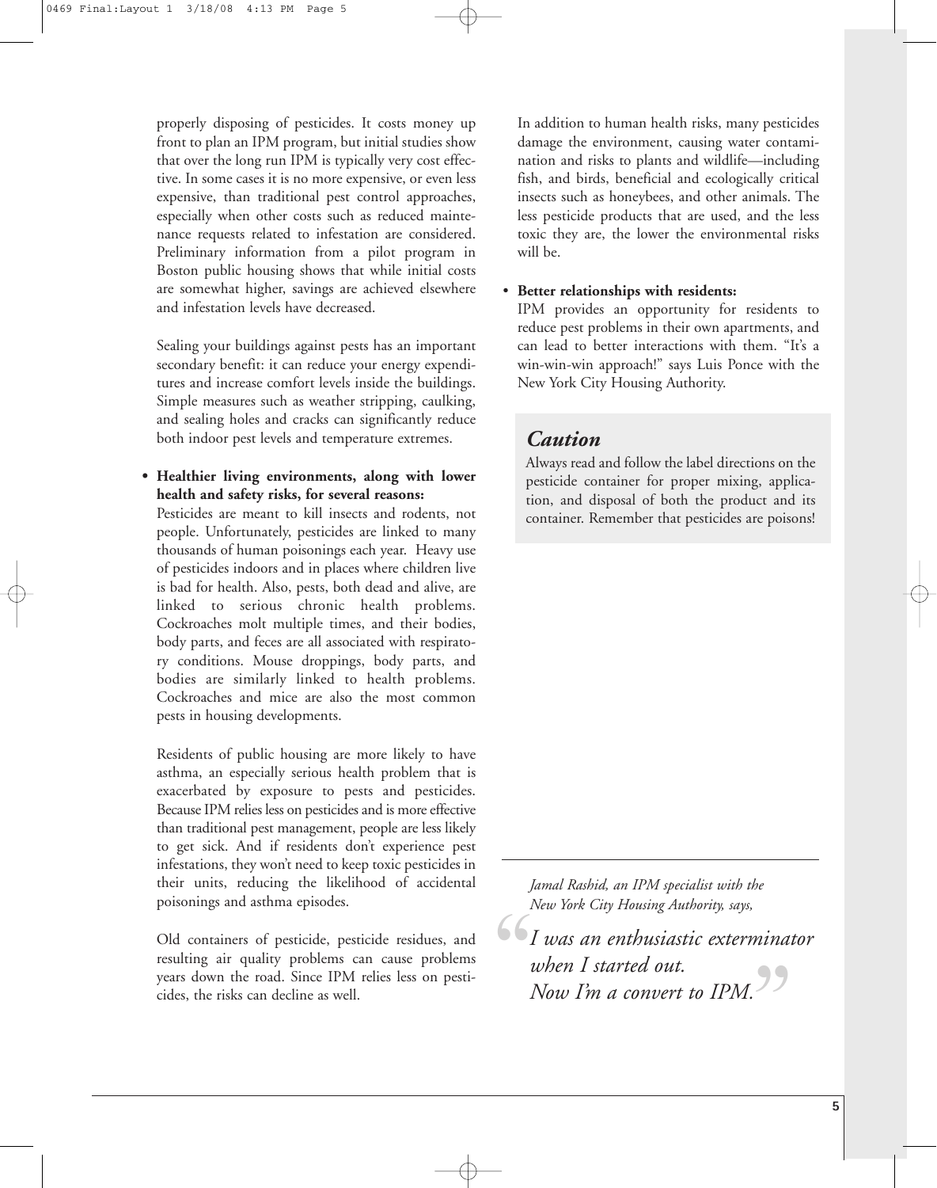properly disposing of pesticides. It costs money up front to plan an IPM program, but initial studies show that over the long run IPM is typically very cost effective. In some cases it is no more expensive, or even less expensive, than traditional pest control approaches, especially when other costs such as reduced maintenance requests related to infestation are considered. Preliminary information from a pilot program in Boston public housing shows that while initial costs are somewhat higher, savings are achieved elsewhere and infestation levels have decreased.

Sealing your buildings against pests has an important secondary benefit: it can reduce your energy expenditures and increase comfort levels inside the buildings. Simple measures such as weather stripping, caulking, and sealing holes and cracks can significantly reduce both indoor pest levels and temperature extremes.

- **Healthier living environments, along with lower health and safety risks, for several reasons:**
  Pesticides are meant to kill insects and rodents, not people. Unfortunately, pesticides are linked to many thousands of human poisonings each year. Heavy use of pesticides indoors and in places where children live is bad for health. Also, pests, both dead and alive, are linked to serious chronic health problems. Cockroaches molt multiple times, and their bodies, body parts, and feces are all associated with respiratory conditions. Mouse droppings, body parts, and bodies are similarly linked to health problems. Cockroaches and mice are also the most common pests in housing developments.

  Residents of public housing are more likely to have asthma, an especially serious health problem that is exacerbated by exposure to pests and pesticides. Because IPM relies less on pesticides and is more effective than traditional pest management, people are less likely to get sick. And if residents don't experience pest infestations, they won't need to keep toxic pesticides in their units, reducing the likelihood of accidental poisonings and asthma episodes.

  Old containers of pesticide, pesticide residues, and resulting air quality problems can cause problems years down the road. Since IPM relies less on pesticides, the risks can decline as well.

  In addition to human health risks, many pesticides damage the environment, causing water contamination and risks to plants and wildlife—including fish, and birds, beneficial and ecologically critical insects such as honeybees, and other animals. The less pesticide products that are used, and the less toxic they are, the lower the environmental risks will be.

- **Better relationships with residents:**
  IPM provides an opportunity for residents to reduce pest problems in their own apartments, and can lead to better interactions with them. "It's a win-win-win approach!" says Luis Ponce with the New York City Housing Authority.

## *Caution*

Always read and follow the label directions on the pesticide container for proper mixing, application, and disposal of both the product and its container. Remember that pesticides are poisons!

*Jamal Rashid, an IPM specialist with the New York City Housing Authority, says,*

> *"I was an enthusiastic exterminator when I started out. Now I'm a convert to IPM."*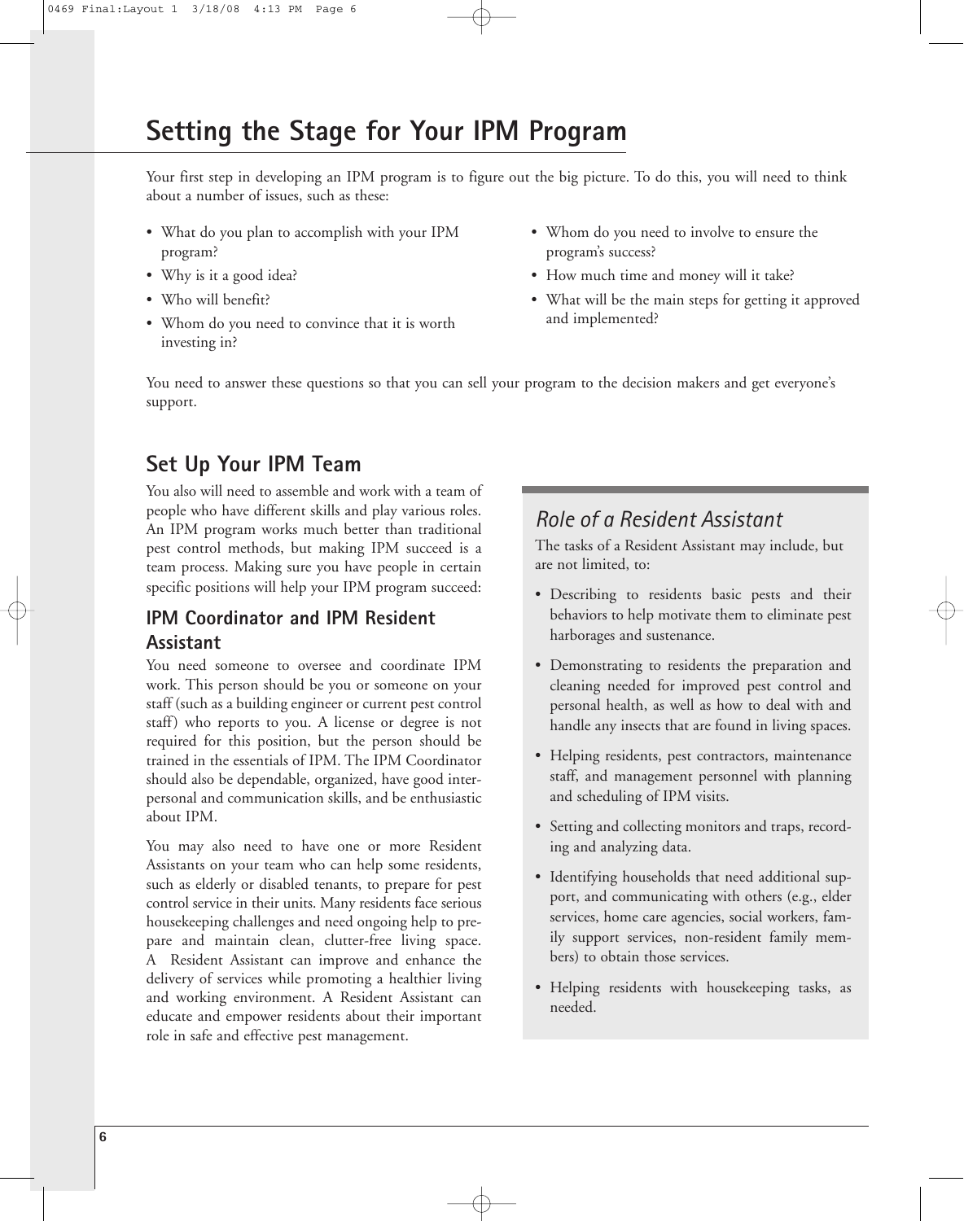# Setting the Stage for Your IPM Program

Your first step in developing an IPM program is to figure out the big picture. To do this, you will need to think about a number of issues, such as these:

- What do you plan to accomplish with your IPM program?
- Why is it a good idea?
- Who will benefit?
- Whom do you need to convince that it is worth investing in?
- Whom do you need to involve to ensure the program's success?
- How much time and money will it take?
- What will be the main steps for getting it approved and implemented?

You need to answer these questions so that you can sell your program to the decision makers and get everyone's support.

## Set Up Your IPM Team

You also will need to assemble and work with a team of people who have different skills and play various roles. An IPM program works much better than traditional pest control methods, but making IPM succeed is a team process. Making sure you have people in certain specific positions will help your IPM program succeed:

### IPM Coordinator and IPM Resident Assistant

You need someone to oversee and coordinate IPM work. This person should be you or someone on your staff (such as a building engineer or current pest control staff) who reports to you. A license or degree is not required for this position, but the person should be trained in the essentials of IPM. The IPM Coordinator should also be dependable, organized, have good interpersonal and communication skills, and be enthusiastic about IPM.

You may also need to have one or more Resident Assistants on your team who can help some residents, such as elderly or disabled tenants, to prepare for pest control service in their units. Many residents face serious housekeeping challenges and need ongoing help to prepare and maintain clean, clutter-free living space. A Resident Assistant can improve and enhance the delivery of services while promoting a healthier living and working environment. A Resident Assistant can educate and empower residents about their important role in safe and effective pest management.

### *Role of a Resident Assistant*

The tasks of a Resident Assistant may include, but are not limited, to:

- Describing to residents basic pests and their behaviors to help motivate them to eliminate pest harborages and sustenance.
- Demonstrating to residents the preparation and cleaning needed for improved pest control and personal health, as well as how to deal with and handle any insects that are found in living spaces.
- Helping residents, pest contractors, maintenance staff, and management personnel with planning and scheduling of IPM visits.
- Setting and collecting monitors and traps, recording and analyzing data.
- Identifying households that need additional support, and communicating with others (e.g., elder services, home care agencies, social workers, family support services, non-resident family members) to obtain those services.
- Helping residents with housekeeping tasks, as needed.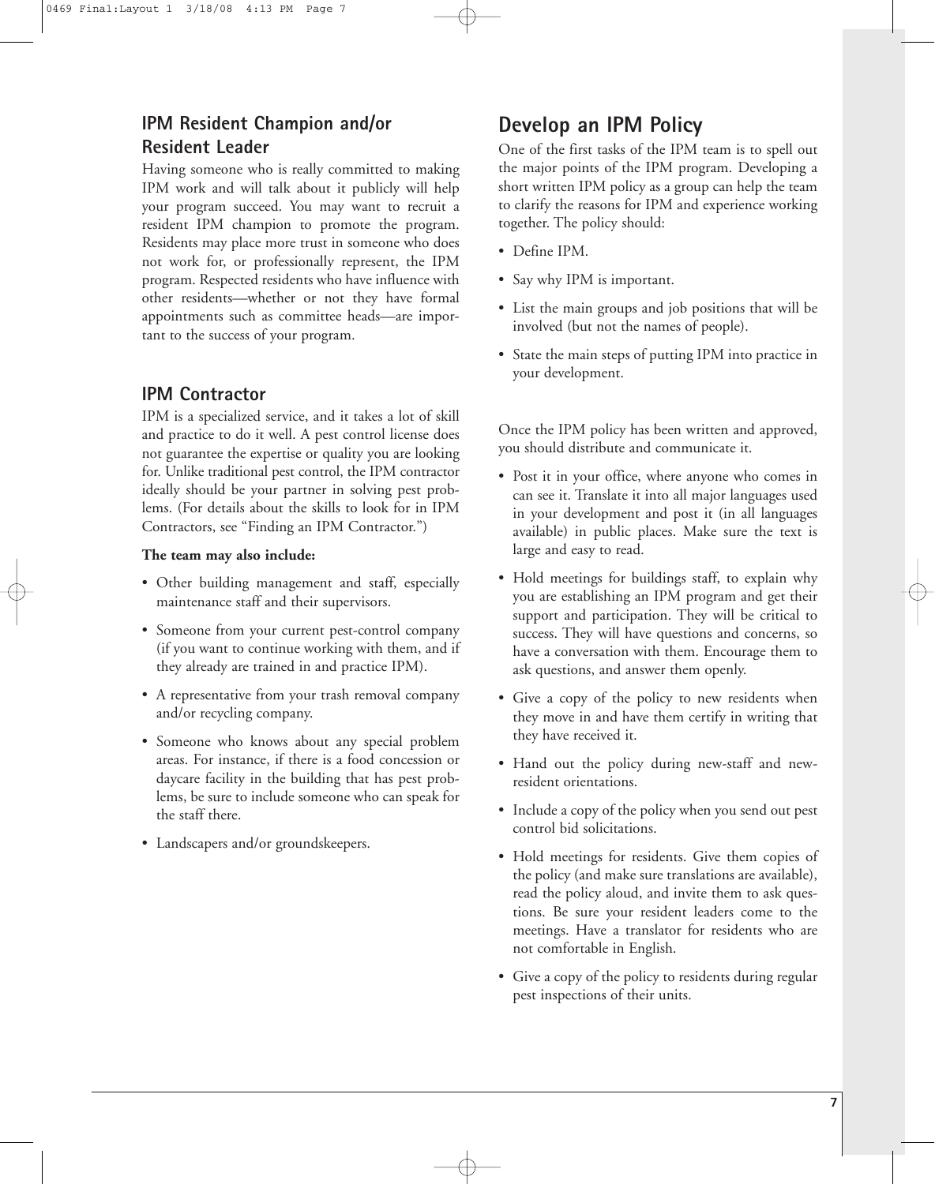### IPM Resident Champion and/or Resident Leader

Having someone who is really committed to making IPM work and will talk about it publicly will help your program succeed. You may want to recruit a resident IPM champion to promote the program. Residents may place more trust in someone who does not work for, or professionally represent, the IPM program. Respected residents who have influence with other residents—whether or not they have formal appointments such as committee heads—are important to the success of your program.

### IPM Contractor

IPM is a specialized service, and it takes a lot of skill and practice to do it well. A pest control license does not guarantee the expertise or quality you are looking for. Unlike traditional pest control, the IPM contractor ideally should be your partner in solving pest problems. (For details about the skills to look for in IPM Contractors, see "Finding an IPM Contractor.")

**The team may also include:**

- Other building management and staff, especially maintenance staff and their supervisors.
- Someone from your current pest-control company (if you want to continue working with them, and if they already are trained in and practice IPM).
- A representative from your trash removal company and/or recycling company.
- Someone who knows about any special problem areas. For instance, if there is a food concession or daycare facility in the building that has pest problems, be sure to include someone who can speak for the staff there.
- Landscapers and/or groundskeepers.

## Develop an IPM Policy

One of the first tasks of the IPM team is to spell out the major points of the IPM program. Developing a short written IPM policy as a group can help the team to clarify the reasons for IPM and experience working together. The policy should:

- Define IPM.
- Say why IPM is important.
- List the main groups and job positions that will be involved (but not the names of people).
- State the main steps of putting IPM into practice in your development.

Once the IPM policy has been written and approved, you should distribute and communicate it.

- Post it in your office, where anyone who comes in can see it. Translate it into all major languages used in your development and post it (in all languages available) in public places. Make sure the text is large and easy to read.
- Hold meetings for buildings staff, to explain why you are establishing an IPM program and get their support and participation. They will be critical to success. They will have questions and concerns, so have a conversation with them. Encourage them to ask questions, and answer them openly.
- Give a copy of the policy to new residents when they move in and have them certify in writing that they have received it.
- Hand out the policy during new-staff and new-resident orientations.
- Include a copy of the policy when you send out pest control bid solicitations.
- Hold meetings for residents. Give them copies of the policy (and make sure translations are available), read the policy aloud, and invite them to ask questions. Be sure your resident leaders come to the meetings. Have a translator for residents who are not comfortable in English.
- Give a copy of the policy to residents during regular pest inspections of their units.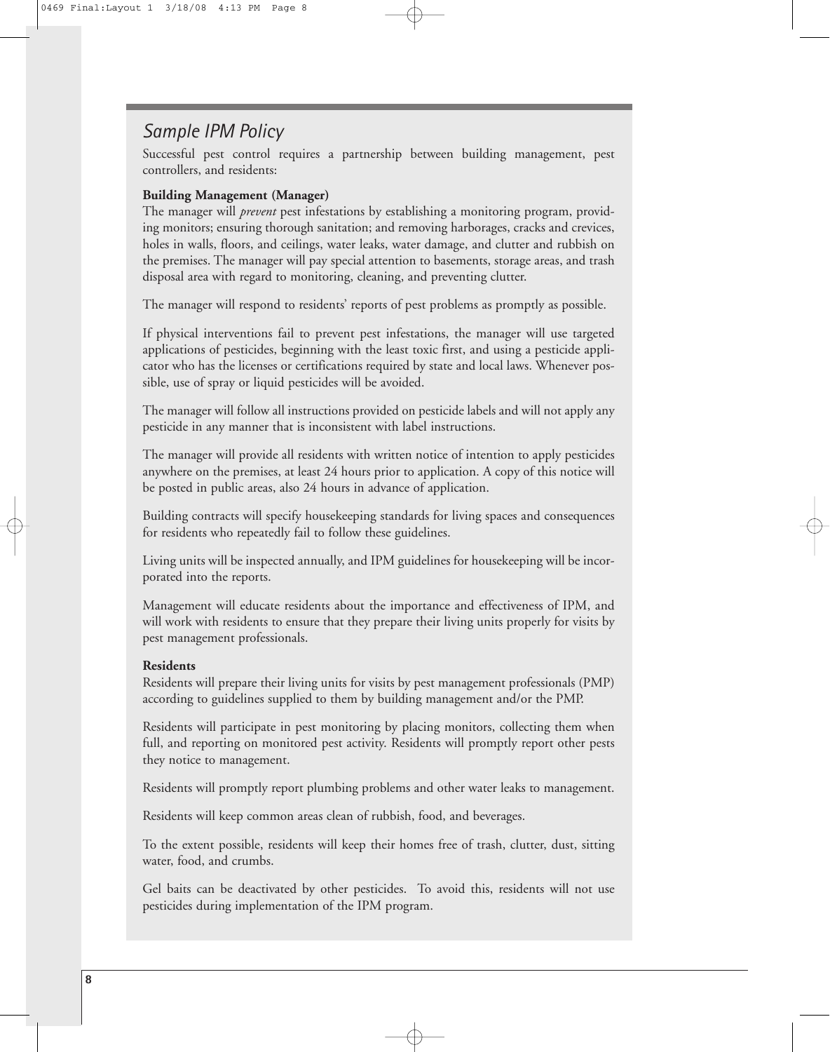## *Sample IPM Policy*

Successful pest control requires a partnership between building management, pest controllers, and residents:

**Building Management (Manager)**

The manager will *prevent* pest infestations by establishing a monitoring program, providing monitors; ensuring thorough sanitation; and removing harborages, cracks and crevices, holes in walls, floors, and ceilings, water leaks, water damage, and clutter and rubbish on the premises. The manager will pay special attention to basements, storage areas, and trash disposal area with regard to monitoring, cleaning, and preventing clutter.

The manager will respond to residents' reports of pest problems as promptly as possible.

If physical interventions fail to prevent pest infestations, the manager will use targeted applications of pesticides, beginning with the least toxic first, and using a pesticide applicator who has the licenses or certifications required by state and local laws. Whenever possible, use of spray or liquid pesticides will be avoided.

The manager will follow all instructions provided on pesticide labels and will not apply any pesticide in any manner that is inconsistent with label instructions.

The manager will provide all residents with written notice of intention to apply pesticides anywhere on the premises, at least 24 hours prior to application. A copy of this notice will be posted in public areas, also 24 hours in advance of application.

Building contracts will specify housekeeping standards for living spaces and consequences for residents who repeatedly fail to follow these guidelines.

Living units will be inspected annually, and IPM guidelines for housekeeping will be incorporated into the reports.

Management will educate residents about the importance and effectiveness of IPM, and will work with residents to ensure that they prepare their living units properly for visits by pest management professionals.

**Residents**

Residents will prepare their living units for visits by pest management professionals (PMP) according to guidelines supplied to them by building management and/or the PMP.

Residents will participate in pest monitoring by placing monitors, collecting them when full, and reporting on monitored pest activity. Residents will promptly report other pests they notice to management.

Residents will promptly report plumbing problems and other water leaks to management.

Residents will keep common areas clean of rubbish, food, and beverages.

To the extent possible, residents will keep their homes free of trash, clutter, dust, sitting water, food, and crumbs.

Gel baits can be deactivated by other pesticides. To avoid this, residents will not use pesticides during implementation of the IPM program.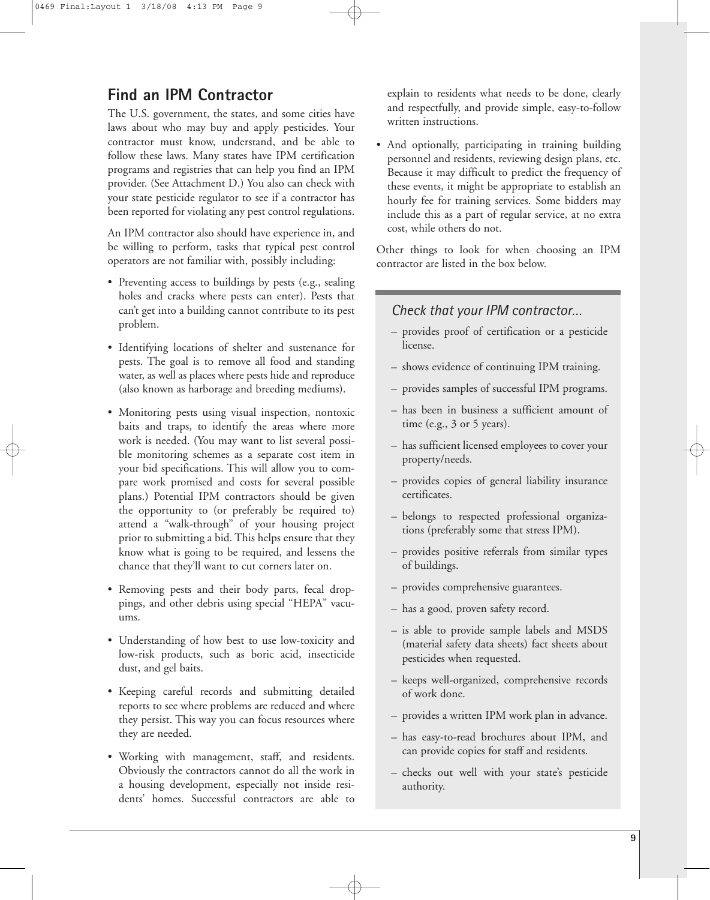## Find an IPM Contractor

The U.S. government, the states, and some cities have laws about who may buy and apply pesticides. Your contractor must know, understand, and be able to follow these laws. Many states have IPM certification programs and registries that can help you find an IPM provider. (See Attachment D.) You also can check with your state pesticide regulator to see if a contractor has been reported for violating any pest control regulations.

An IPM contractor also should have experience in, and be willing to perform, tasks that typical pest control operators are not familiar with, possibly including:

- Preventing access to buildings by pests (e.g., sealing holes and cracks where pests can enter). Pests that can't get into a building cannot contribute to its pest problem.
- Identifying locations of shelter and sustenance for pests. The goal is to remove all food and standing water, as well as places where pests hide and reproduce (also known as harborage and breeding mediums).
- Monitoring pests using visual inspection, nontoxic baits and traps, to identify the areas where more work is needed. (You may want to list several possible monitoring schemes as a separate cost item in your bid specifications. This will allow you to compare work promised and costs for several possible plans.) Potential IPM contractors should be given the opportunity to (or preferably be required to) attend a "walk-through" of your housing project prior to submitting a bid. This helps ensure that they know what is going to be required, and lessens the chance that they'll want to cut corners later on.
- Removing pests and their body parts, fecal droppings, and other debris using special "HEPA" vacuums.
- Understanding of how best to use low-toxicity and low-risk products, such as boric acid, insecticide dust, and gel baits.
- Keeping careful records and submitting detailed reports to see where problems are reduced and where they persist. This way you can focus resources where they are needed.
- Working with management, staff, and residents. Obviously the contractors cannot do all the work in a housing development, especially not inside residents' homes. Successful contractors are able to explain to residents what needs to be done, clearly and respectfully, and provide simple, easy-to-follow written instructions.
- And optionally, participating in training building personnel and residents, reviewing design plans, etc. Because it may difficult to predict the frequency of these events, it might be appropriate to establish an hourly fee for training services. Some bidders may include this as a part of regular service, at no extra cost, while others do not.

Other things to look for when choosing an IPM contractor are listed in the box below.

### *Check that your IPM contractor...*

- provides proof of certification or a pesticide license.
- shows evidence of continuing IPM training.
- provides samples of successful IPM programs.
- has been in business a sufficient amount of time (e.g., 3 or 5 years).
- has sufficient licensed employees to cover your property/needs.
- provides copies of general liability insurance certificates.
- belongs to respected professional organizations (preferably some that stress IPM).
- provides positive referrals from similar types of buildings.
- provides comprehensive guarantees.
- has a good, proven safety record.
- is able to provide sample labels and MSDS (material safety data sheets) fact sheets about pesticides when requested.
- keeps well-organized, comprehensive records of work done.
- provides a written IPM work plan in advance.
- has easy-to-read brochures about IPM, and can provide copies for staff and residents.
- checks out well with your state's pesticide authority.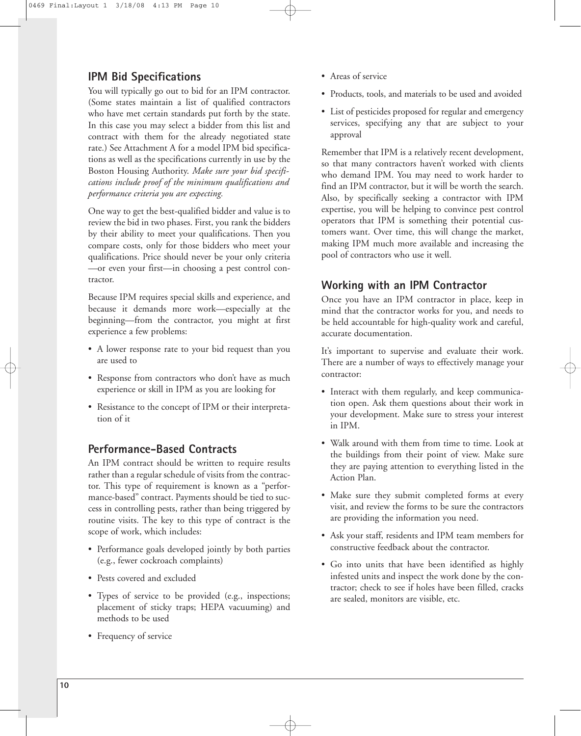## IPM Bid Specifications

You will typically go out to bid for an IPM contractor. (Some states maintain a list of qualified contractors who have met certain standards put forth by the state. In this case you may select a bidder from this list and contract with them for the already negotiated state rate.) See Attachment A for a model IPM bid specifications as well as the specifications currently in use by the Boston Housing Authority. *Make sure your bid specifications include proof of the minimum qualifications and performance criteria you are expecting.*

One way to get the best-qualified bidder and value is to review the bid in two phases. First, you rank the bidders by their ability to meet your qualifications. Then you compare costs, only for those bidders who meet your qualifications. Price should never be your only criteria —or even your first—in choosing a pest control contractor.

Because IPM requires special skills and experience, and because it demands more work—especially at the beginning—from the contractor, you might at first experience a few problems:

- A lower response rate to your bid request than you are used to
- Response from contractors who don't have as much experience or skill in IPM as you are looking for
- Resistance to the concept of IPM or their interpretation of it

## Performance-Based Contracts

An IPM contract should be written to require results rather than a regular schedule of visits from the contractor. This type of requirement is known as a "performance-based" contract. Payments should be tied to success in controlling pests, rather than being triggered by routine visits. The key to this type of contract is the scope of work, which includes:

- Performance goals developed jointly by both parties (e.g., fewer cockroach complaints)
- Pests covered and excluded
- Types of service to be provided (e.g., inspections; placement of sticky traps; HEPA vacuuming) and methods to be used
- Frequency of service
- Areas of service
- Products, tools, and materials to be used and avoided
- List of pesticides proposed for regular and emergency services, specifying any that are subject to your approval

Remember that IPM is a relatively recent development, so that many contractors haven't worked with clients who demand IPM. You may need to work harder to find an IPM contractor, but it will be worth the search. Also, by specifically seeking a contractor with IPM expertise, you will be helping to convince pest control operators that IPM is something their potential customers want. Over time, this will change the market, making IPM much more available and increasing the pool of contractors who use it well.

## Working with an IPM Contractor

Once you have an IPM contractor in place, keep in mind that the contractor works for you, and needs to be held accountable for high-quality work and careful, accurate documentation.

It's important to supervise and evaluate their work. There are a number of ways to effectively manage your contractor:

- Interact with them regularly, and keep communication open. Ask them questions about their work in your development. Make sure to stress your interest in IPM.
- Walk around with them from time to time. Look at the buildings from their point of view. Make sure they are paying attention to everything listed in the Action Plan.
- Make sure they submit completed forms at every visit, and review the forms to be sure the contractors are providing the information you need.
- Ask your staff, residents and IPM team members for constructive feedback about the contractor.
- Go into units that have been identified as highly infested units and inspect the work done by the contractor; check to see if holes have been filled, cracks are sealed, monitors are visible, etc.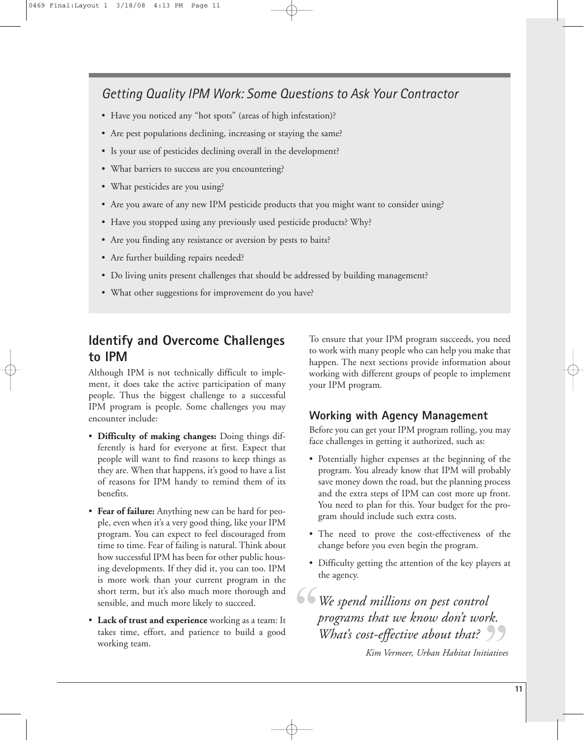## Getting Quality IPM Work: Some Questions to Ask Your Contractor

- Have you noticed any "hot spots" (areas of high infestation)?
- Are pest populations declining, increasing or staying the same?
- Is your use of pesticides declining overall in the development?
- What barriers to success are you encountering?
- What pesticides are you using?
- Are you aware of any new IPM pesticide products that you might want to consider using?
- Have you stopped using any previously used pesticide products? Why?
- Are you finding any resistance or aversion by pests to baits?
- Are further building repairs needed?
- Do living units present challenges that should be addressed by building management?
- What other suggestions for improvement do you have?

## Identify and Overcome Challenges to IPM

Although IPM is not technically difficult to implement, it does take the active participation of many people. Thus the biggest challenge to a successful IPM program is people. Some challenges you may encounter include:

- **Difficulty of making changes:** Doing things differently is hard for everyone at first. Expect that people will want to find reasons to keep things as they are. When that happens, it's good to have a list of reasons for IPM handy to remind them of its benefits.
- **Fear of failure:** Anything new can be hard for people, even when it's a very good thing, like your IPM program. You can expect to feel discouraged from time to time. Fear of failing is natural. Think about how successful IPM has been for other public housing developments. If they did it, you can too. IPM is more work than your current program in the short term, but it's also much more thorough and sensible, and much more likely to succeed.
- **Lack of trust and experience** working as a team: It takes time, effort, and patience to build a good working team.

To ensure that your IPM program succeeds, you need to work with many people who can help you make that happen. The next sections provide information about working with different groups of people to implement your IPM program.

### Working with Agency Management

Before you can get your IPM program rolling, you may face challenges in getting it authorized, such as:

- Potentially higher expenses at the beginning of the program. You already know that IPM will probably save money down the road, but the planning process and the extra steps of IPM can cost more up front. You need to plan for this. Your budget for the program should include such extra costs.
- The need to prove the cost-effectiveness of the change before you even begin the program.
- Difficulty getting the attention of the key players at the agency.

> *"We spend millions on pest control programs that we know don't work. What's cost-effective about that?"*
>
> *Kim Vermeer, Urban Habitat Initiatives*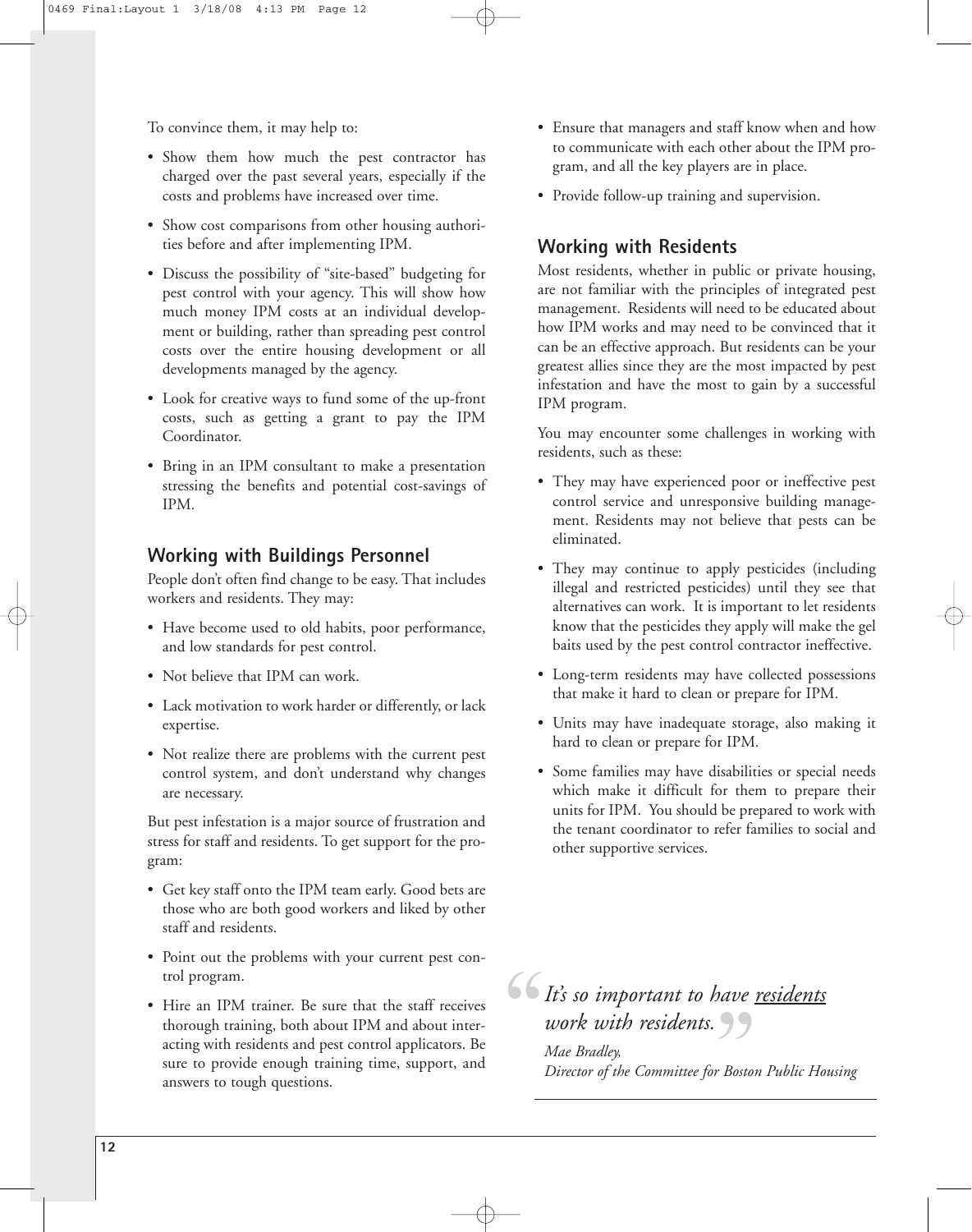To convince them, it may help to:

- Show them how much the pest contractor has charged over the past several years, especially if the costs and problems have increased over time.
- Show cost comparisons from other housing authorities before and after implementing IPM.
- Discuss the possibility of "site-based" budgeting for pest control with your agency. This will show how much money IPM costs at an individual development or building, rather than spreading pest control costs over the entire housing development or all developments managed by the agency.
- Look for creative ways to fund some of the up-front costs, such as getting a grant to pay the IPM Coordinator.
- Bring in an IPM consultant to make a presentation stressing the benefits and potential cost-savings of IPM.

## Working with Buildings Personnel

People don't often find change to be easy. That includes workers and residents. They may:

- Have become used to old habits, poor performance, and low standards for pest control.
- Not believe that IPM can work.
- Lack motivation to work harder or differently, or lack expertise.
- Not realize there are problems with the current pest control system, and don't understand why changes are necessary.

But pest infestation is a major source of frustration and stress for staff and residents. To get support for the program:

- Get key staff onto the IPM team early. Good bets are those who are both good workers and liked by other staff and residents.
- Point out the problems with your current pest control program.
- Hire an IPM trainer. Be sure that the staff receives thorough training, both about IPM and about interacting with residents and pest control applicators. Be sure to provide enough training time, support, and answers to tough questions.
- Ensure that managers and staff know when and how to communicate with each other about the IPM program, and all the key players are in place.
- Provide follow-up training and supervision.

## Working with Residents

Most residents, whether in public or private housing, are not familiar with the principles of integrated pest management. Residents will need to be educated about how IPM works and may need to be convinced that it can be an effective approach. But residents can be your greatest allies since they are the most impacted by pest infestation and have the most to gain by a successful IPM program.

You may encounter some challenges in working with residents, such as these:

- They may have experienced poor or ineffective pest control service and unresponsive building management. Residents may not believe that pests can be eliminated.
- They may continue to apply pesticides (including illegal and restricted pesticides) until they see that alternatives can work. It is important to let residents know that the pesticides they apply will make the gel baits used by the pest control contractor ineffective.
- Long-term residents may have collected possessions that make it hard to clean or prepare for IPM.
- Units may have inadequate storage, also making it hard to clean or prepare for IPM.
- Some families may have disabilities or special needs which make it difficult for them to prepare their units for IPM. You should be prepared to work with the tenant coordinator to refer families to social and other supportive services.

> *"It's so important to have residents work with residents."*
>
> *Mae Bradley,*
> *Director of the Committee for Boston Public Housing*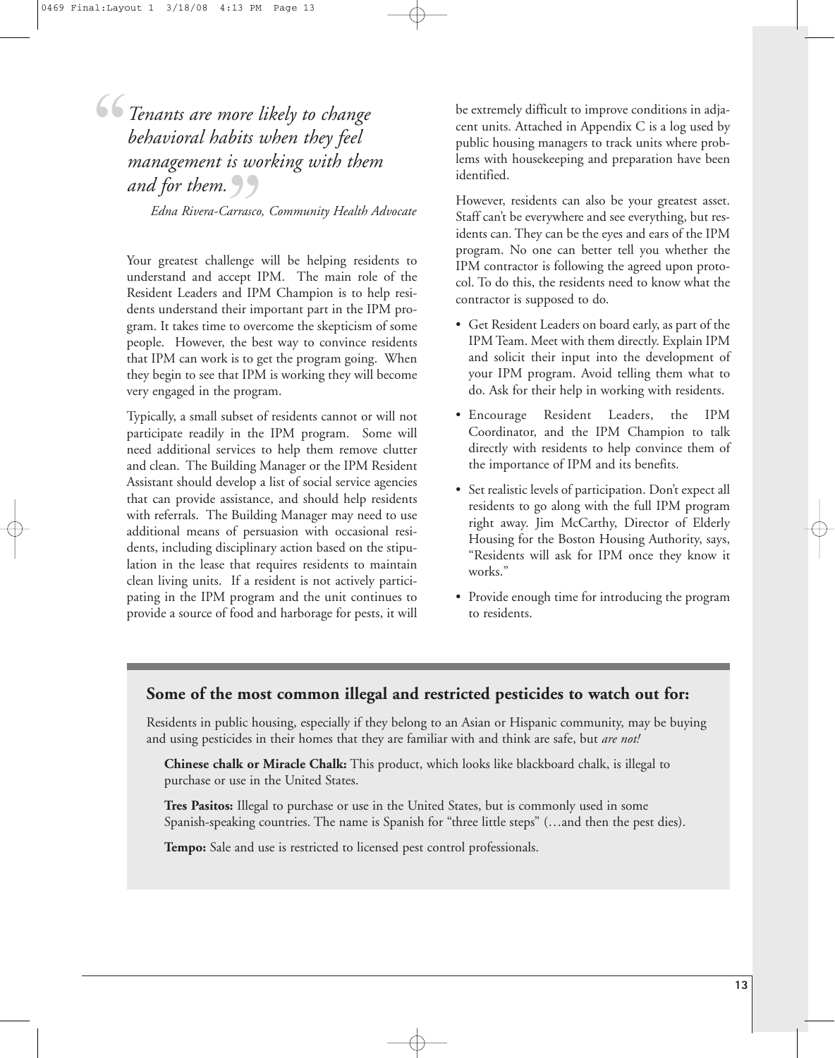> *Tenants are more likely to change behavioral habits when they feel management is working with them and for them.*
>
> *Edna Rivera-Carrasco, Community Health Advocate*

Your greatest challenge will be helping residents to understand and accept IPM. The main role of the Resident Leaders and IPM Champion is to help residents understand their important part in the IPM program. It takes time to overcome the skepticism of some people. However, the best way to convince residents that IPM can work is to get the program going. When they begin to see that IPM is working they will become very engaged in the program.

Typically, a small subset of residents cannot or will not participate readily in the IPM program. Some will need additional services to help them remove clutter and clean. The Building Manager or the IPM Resident Assistant should develop a list of social service agencies that can provide assistance, and should help residents with referrals. The Building Manager may need to use additional means of persuasion with occasional residents, including disciplinary action based on the stipulation in the lease that requires residents to maintain clean living units. If a resident is not actively participating in the IPM program and the unit continues to provide a source of food and harborage for pests, it will be extremely difficult to improve conditions in adjacent units. Attached in Appendix C is a log used by public housing managers to track units where problems with housekeeping and preparation have been identified.

However, residents can also be your greatest asset. Staff can't be everywhere and see everything, but residents can. They can be the eyes and ears of the IPM program. No one can better tell you whether the IPM contractor is following the agreed upon protocol. To do this, the residents need to know what the contractor is supposed to do.

- Get Resident Leaders on board early, as part of the IPM Team. Meet with them directly. Explain IPM and solicit their input into the development of your IPM program. Avoid telling them what to do. Ask for their help in working with residents.
- Encourage Resident Leaders, the IPM Coordinator, and the IPM Champion to talk directly with residents to help convince them of the importance of IPM and its benefits.
- Set realistic levels of participation. Don't expect all residents to go along with the full IPM program right away. Jim McCarthy, Director of Elderly Housing for the Boston Housing Authority, says, "Residents will ask for IPM once they know it works."
- Provide enough time for introducing the program to residents.

## Some of the most common illegal and restricted pesticides to watch out for:

Residents in public housing, especially if they belong to an Asian or Hispanic community, may be buying and using pesticides in their homes that they are familiar with and think are safe, but *are not!*

**Chinese chalk or Miracle Chalk:** This product, which looks like blackboard chalk, is illegal to purchase or use in the United States.

**Tres Pasitos:** Illegal to purchase or use in the United States, but is commonly used in some Spanish-speaking countries. The name is Spanish for "three little steps" (…and then the pest dies).

**Tempo:** Sale and use is restricted to licensed pest control professionals.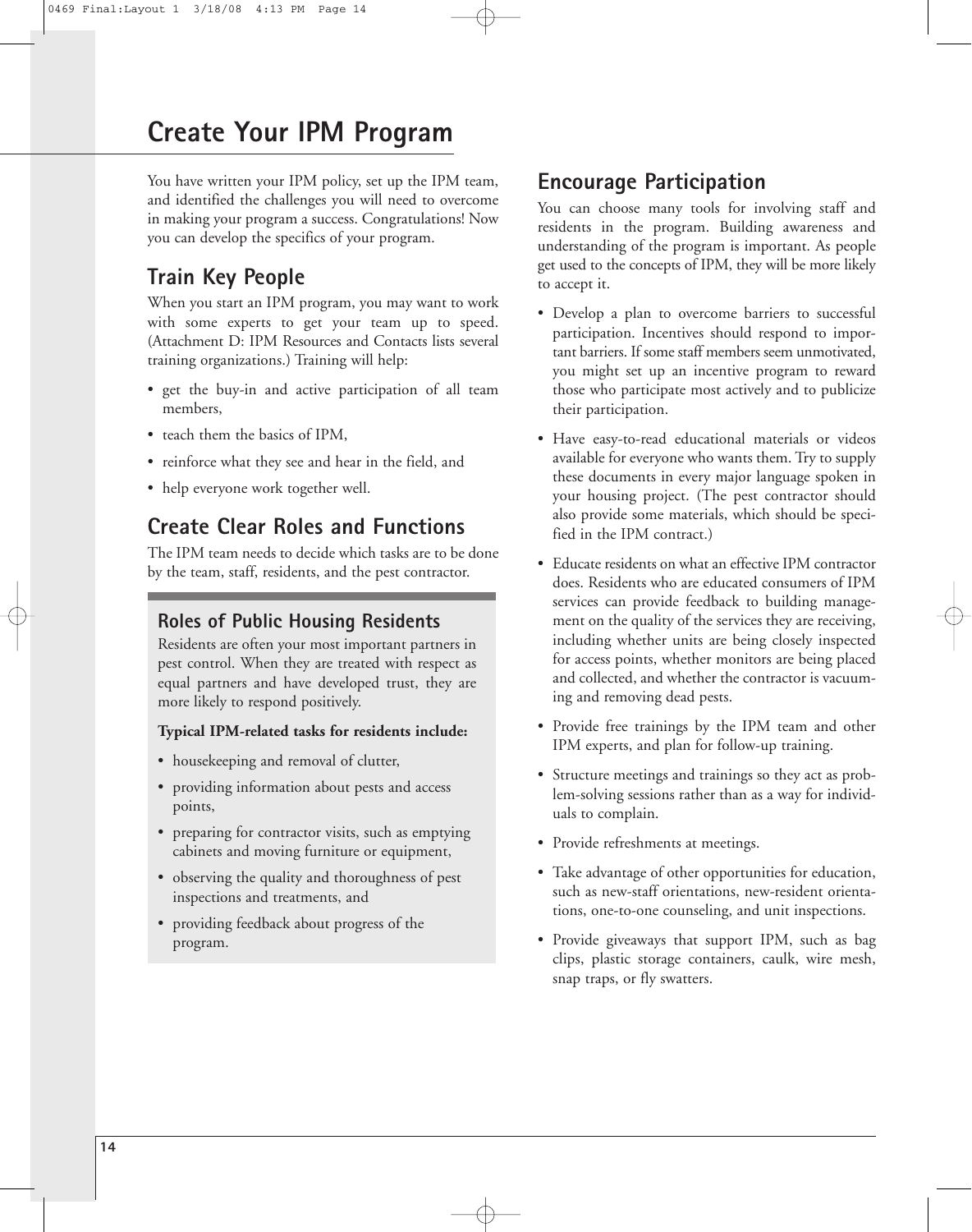# Create Your IPM Program

You have written your IPM policy, set up the IPM team, and identified the challenges you will need to overcome in making your program a success. Congratulations! Now you can develop the specifics of your program.

## Train Key People

When you start an IPM program, you may want to work with some experts to get your team up to speed. (Attachment D: IPM Resources and Contacts lists several training organizations.) Training will help:

- get the buy-in and active participation of all team members,
- teach them the basics of IPM,
- reinforce what they see and hear in the field, and
- help everyone work together well.

## Create Clear Roles and Functions

The IPM team needs to decide which tasks are to be done by the team, staff, residents, and the pest contractor.

### Roles of Public Housing Residents

Residents are often your most important partners in pest control. When they are treated with respect as equal partners and have developed trust, they are more likely to respond positively.

**Typical IPM-related tasks for residents include:**

- housekeeping and removal of clutter,
- providing information about pests and access points,
- preparing for contractor visits, such as emptying cabinets and moving furniture or equipment,
- observing the quality and thoroughness of pest inspections and treatments, and
- providing feedback about progress of the program.

## Encourage Participation

You can choose many tools for involving staff and residents in the program. Building awareness and understanding of the program is important. As people get used to the concepts of IPM, they will be more likely to accept it.

- Develop a plan to overcome barriers to successful participation. Incentives should respond to important barriers. If some staff members seem unmotivated, you might set up an incentive program to reward those who participate most actively and to publicize their participation.
- Have easy-to-read educational materials or videos available for everyone who wants them. Try to supply these documents in every major language spoken in your housing project. (The pest contractor should also provide some materials, which should be specified in the IPM contract.)
- Educate residents on what an effective IPM contractor does. Residents who are educated consumers of IPM services can provide feedback to building management on the quality of the services they are receiving, including whether units are being closely inspected for access points, whether monitors are being placed and collected, and whether the contractor is vacuuming and removing dead pests.
- Provide free trainings by the IPM team and other IPM experts, and plan for follow-up training.
- Structure meetings and trainings so they act as problem-solving sessions rather than as a way for individuals to complain.
- Provide refreshments at meetings.
- Take advantage of other opportunities for education, such as new-staff orientations, new-resident orientations, one-to-one counseling, and unit inspections.
- Provide giveaways that support IPM, such as bag clips, plastic storage containers, caulk, wire mesh, snap traps, or fly swatters.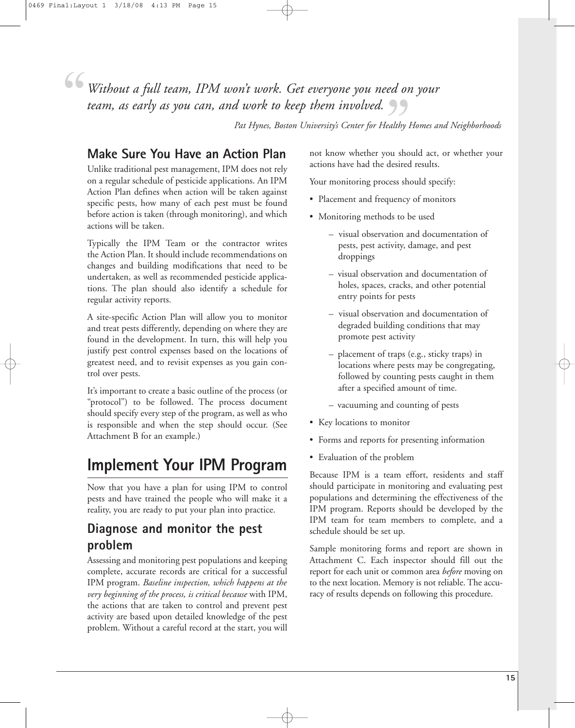> *"Without a full team, IPM won't work. Get everyone you need on your team, as early as you can, and work to keep them involved."*
>
> *Pat Hynes, Boston University's Center for Healthy Homes and Neighborhoods*

## Make Sure You Have an Action Plan

Unlike traditional pest management, IPM does not rely on a regular schedule of pesticide applications. An IPM Action Plan defines when action will be taken against specific pests, how many of each pest must be found before action is taken (through monitoring), and which actions will be taken.

Typically the IPM Team or the contractor writes the Action Plan. It should include recommendations on changes and building modifications that need to be undertaken, as well as recommended pesticide applications. The plan should also identify a schedule for regular activity reports.

A site-specific Action Plan will allow you to monitor and treat pests differently, depending on where they are found in the development. In turn, this will help you justify pest control expenses based on the locations of greatest need, and to revisit expenses as you gain control over pests.

It's important to create a basic outline of the process (or "protocol") to be followed. The process document should specify every step of the program, as well as who is responsible and when the step should occur. (See Attachment B for an example.)

# Implement Your IPM Program

Now that you have a plan for using IPM to control pests and have trained the people who will make it a reality, you are ready to put your plan into practice.

## Diagnose and monitor the pest problem

Assessing and monitoring pest populations and keeping complete, accurate records are critical for a successful IPM program. *Baseline inspection, which happens at the very beginning of the process, is critical because* with IPM, the actions that are taken to control and prevent pest activity are based upon detailed knowledge of the pest problem. Without a careful record at the start, you will not know whether you should act, or whether your actions have had the desired results.

Your monitoring process should specify:

- Placement and frequency of monitors
- Monitoring methods to be used
  - visual observation and documentation of pests, pest activity, damage, and pest droppings
  - visual observation and documentation of holes, spaces, cracks, and other potential entry points for pests
  - visual observation and documentation of degraded building conditions that may promote pest activity
  - placement of traps (e.g., sticky traps) in locations where pests may be congregating, followed by counting pests caught in them after a specified amount of time.
  - vacuuming and counting of pests
- Key locations to monitor
- Forms and reports for presenting information
- Evaluation of the problem

Because IPM is a team effort, residents and staff should participate in monitoring and evaluating pest populations and determining the effectiveness of the IPM program. Reports should be developed by the IPM team for team members to complete, and a schedule should be set up.

Sample monitoring forms and report are shown in Attachment C. Each inspector should fill out the report for each unit or common area *before* moving on to the next location. Memory is not reliable. The accuracy of results depends on following this procedure.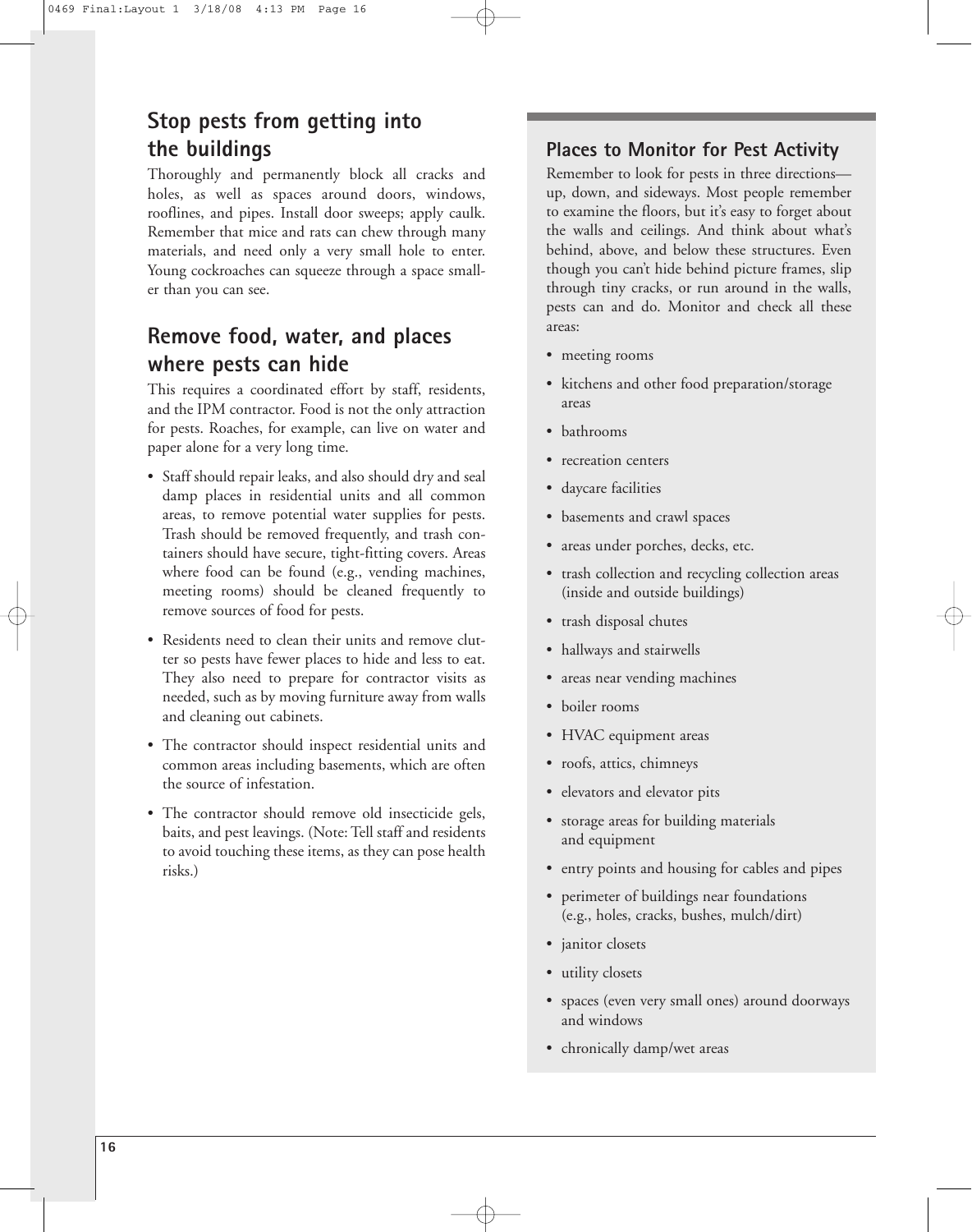## Stop pests from getting into the buildings

Thoroughly and permanently block all cracks and holes, as well as spaces around doors, windows, rooflines, and pipes. Install door sweeps; apply caulk. Remember that mice and rats can chew through many materials, and need only a very small hole to enter. Young cockroaches can squeeze through a space smaller than you can see.

## Remove food, water, and places where pests can hide

This requires a coordinated effort by staff, residents, and the IPM contractor. Food is not the only attraction for pests. Roaches, for example, can live on water and paper alone for a very long time.

- Staff should repair leaks, and also should dry and seal damp places in residential units and all common areas, to remove potential water supplies for pests. Trash should be removed frequently, and trash containers should have secure, tight-fitting covers. Areas where food can be found (e.g., vending machines, meeting rooms) should be cleaned frequently to remove sources of food for pests.
- Residents need to clean their units and remove clutter so pests have fewer places to hide and less to eat. They also need to prepare for contractor visits as needed, such as by moving furniture away from walls and cleaning out cabinets.
- The contractor should inspect residential units and common areas including basements, which are often the source of infestation.
- The contractor should remove old insecticide gels, baits, and pest leavings. (Note: Tell staff and residents to avoid touching these items, as they can pose health risks.)

### Places to Monitor for Pest Activity

Remember to look for pests in three directions—up, down, and sideways. Most people remember to examine the floors, but it's easy to forget about the walls and ceilings. And think about what's behind, above, and below these structures. Even though you can't hide behind picture frames, slip through tiny cracks, or run around in the walls, pests can and do. Monitor and check all these areas:

- meeting rooms
- kitchens and other food preparation/storage areas
- bathrooms
- recreation centers
- daycare facilities
- basements and crawl spaces
- areas under porches, decks, etc.
- trash collection and recycling collection areas (inside and outside buildings)
- trash disposal chutes
- hallways and stairwells
- areas near vending machines
- boiler rooms
- HVAC equipment areas
- roofs, attics, chimneys
- elevators and elevator pits
- storage areas for building materials and equipment
- entry points and housing for cables and pipes
- perimeter of buildings near foundations (e.g., holes, cracks, bushes, mulch/dirt)
- janitor closets
- utility closets
- spaces (even very small ones) around doorways and windows
- chronically damp/wet areas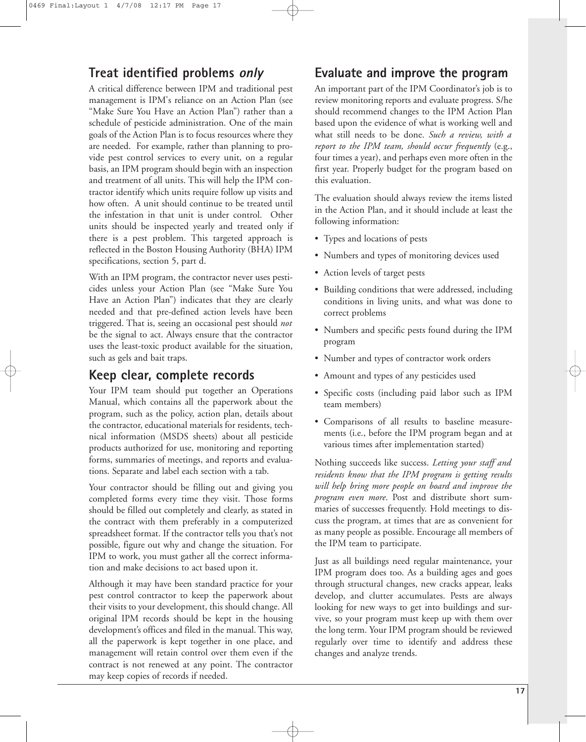## Treat identified problems *only*

A critical difference between IPM and traditional pest management is IPM's reliance on an Action Plan (see "Make Sure You Have an Action Plan") rather than a schedule of pesticide administration. One of the main goals of the Action Plan is to focus resources where they are needed. For example, rather than planning to provide pest control services to every unit, on a regular basis, an IPM program should begin with an inspection and treatment of all units. This will help the IPM contractor identify which units require follow up visits and how often. A unit should continue to be treated until the infestation in that unit is under control. Other units should be inspected yearly and treated only if there is a pest problem. This targeted approach is reflected in the Boston Housing Authority (BHA) IPM specifications, section 5, part d.

With an IPM program, the contractor never uses pesticides unless your Action Plan (see "Make Sure You Have an Action Plan") indicates that they are clearly needed and that pre-defined action levels have been triggered. That is, seeing an occasional pest should *not* be the signal to act. Always ensure that the contractor uses the least-toxic product available for the situation, such as gels and bait traps.

## Keep clear, complete records

Your IPM team should put together an Operations Manual, which contains all the paperwork about the program, such as the policy, action plan, details about the contractor, educational materials for residents, technical information (MSDS sheets) about all pesticide products authorized for use, monitoring and reporting forms, summaries of meetings, and reports and evaluations. Separate and label each section with a tab.

Your contractor should be filling out and giving you completed forms every time they visit. Those forms should be filled out completely and clearly, as stated in the contract with them preferably in a computerized spreadsheet format. If the contractor tells you that's not possible, figure out why and change the situation. For IPM to work, you must gather all the correct information and make decisions to act based upon it.

Although it may have been standard practice for your pest control contractor to keep the paperwork about their visits to your development, this should change. All original IPM records should be kept in the housing development's offices and filed in the manual. This way, all the paperwork is kept together in one place, and management will retain control over them even if the contract is not renewed at any point. The contractor may keep copies of records if needed.

## Evaluate and improve the program

An important part of the IPM Coordinator's job is to review monitoring reports and evaluate progress. S/he should recommend changes to the IPM Action Plan based upon the evidence of what is working well and what still needs to be done. *Such a review, with a report to the IPM team, should occur frequently* (e.g., four times a year), and perhaps even more often in the first year. Properly budget for the program based on this evaluation.

The evaluation should always review the items listed in the Action Plan, and it should include at least the following information:

- Types and locations of pests
- Numbers and types of monitoring devices used
- Action levels of target pests
- Building conditions that were addressed, including conditions in living units, and what was done to correct problems
- Numbers and specific pests found during the IPM program
- Number and types of contractor work orders
- Amount and types of any pesticides used
- Specific costs (including paid labor such as IPM team members)
- Comparisons of all results to baseline measurements (i.e., before the IPM program began and at various times after implementation started)

Nothing succeeds like success. *Letting your staff and residents know that the IPM program is getting results will help bring more people on board and improve the program even more*. Post and distribute short summaries of successes frequently. Hold meetings to discuss the program, at times that are as convenient for as many people as possible. Encourage all members of the IPM team to participate.

Just as all buildings need regular maintenance, your IPM program does too. As a building ages and goes through structural changes, new cracks appear, leaks develop, and clutter accumulates. Pests are always looking for new ways to get into buildings and survive, so your program must keep up with them over the long term. Your IPM program should be reviewed regularly over time to identify and address these changes and analyze trends.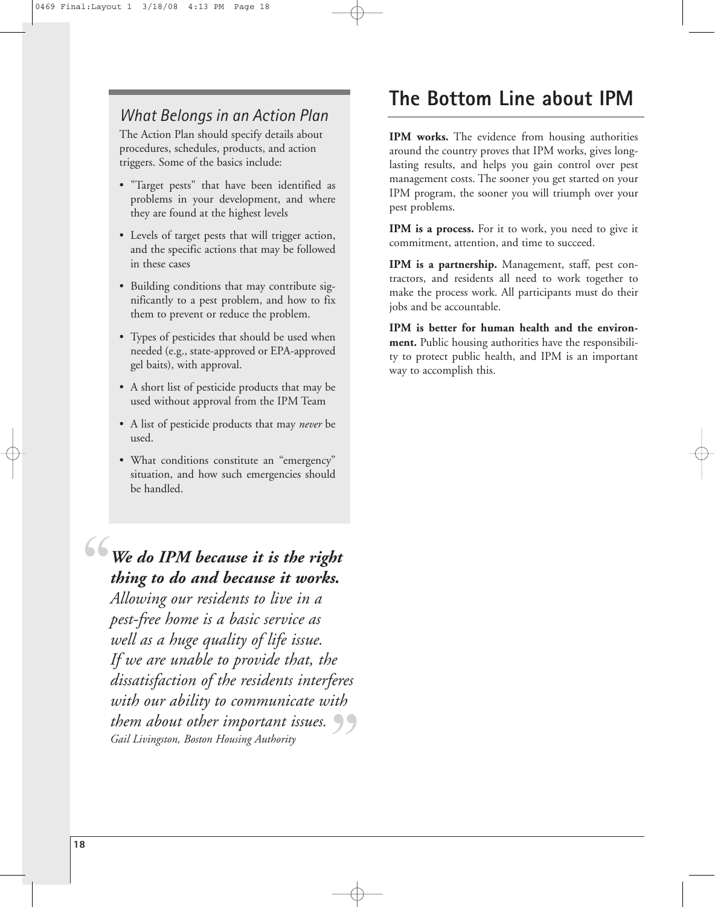### *What Belongs in an Action Plan*

The Action Plan should specify details about procedures, schedules, products, and action triggers. Some of the basics include:

- "Target pests" that have been identified as problems in your development, and where they are found at the highest levels
- Levels of target pests that will trigger action, and the specific actions that may be followed in these cases
- Building conditions that may contribute significantly to a pest problem, and how to fix them to prevent or reduce the problem.
- Types of pesticides that should be used when needed (e.g., state-approved or EPA-approved gel baits), with approval.
- A short list of pesticide products that may be used without approval from the IPM Team
- A list of pesticide products that may *never* be used.
- What conditions constitute an "emergency" situation, and how such emergencies should be handled.

> ***We do IPM because it is the right thing to do and because it works.*** *Allowing our residents to live in a pest-free home is a basic service as well as a huge quality of life issue. If we are unable to provide that, the dissatisfaction of the residents interferes with our ability to communicate with them about other important issues.*
>
> *Gail Livingston, Boston Housing Authority*

# The Bottom Line about IPM

**IPM works.** The evidence from housing authorities around the country proves that IPM works, gives long-lasting results, and helps you gain control over pest management costs. The sooner you get started on your IPM program, the sooner you will triumph over your pest problems.

**IPM is a process.** For it to work, you need to give it commitment, attention, and time to succeed.

**IPM is a partnership.** Management, staff, pest contractors, and residents all need to work together to make the process work. All participants must do their jobs and be accountable.

**IPM is better for human health and the environment.** Public housing authorities have the responsibility to protect public health, and IPM is an important way to accomplish this.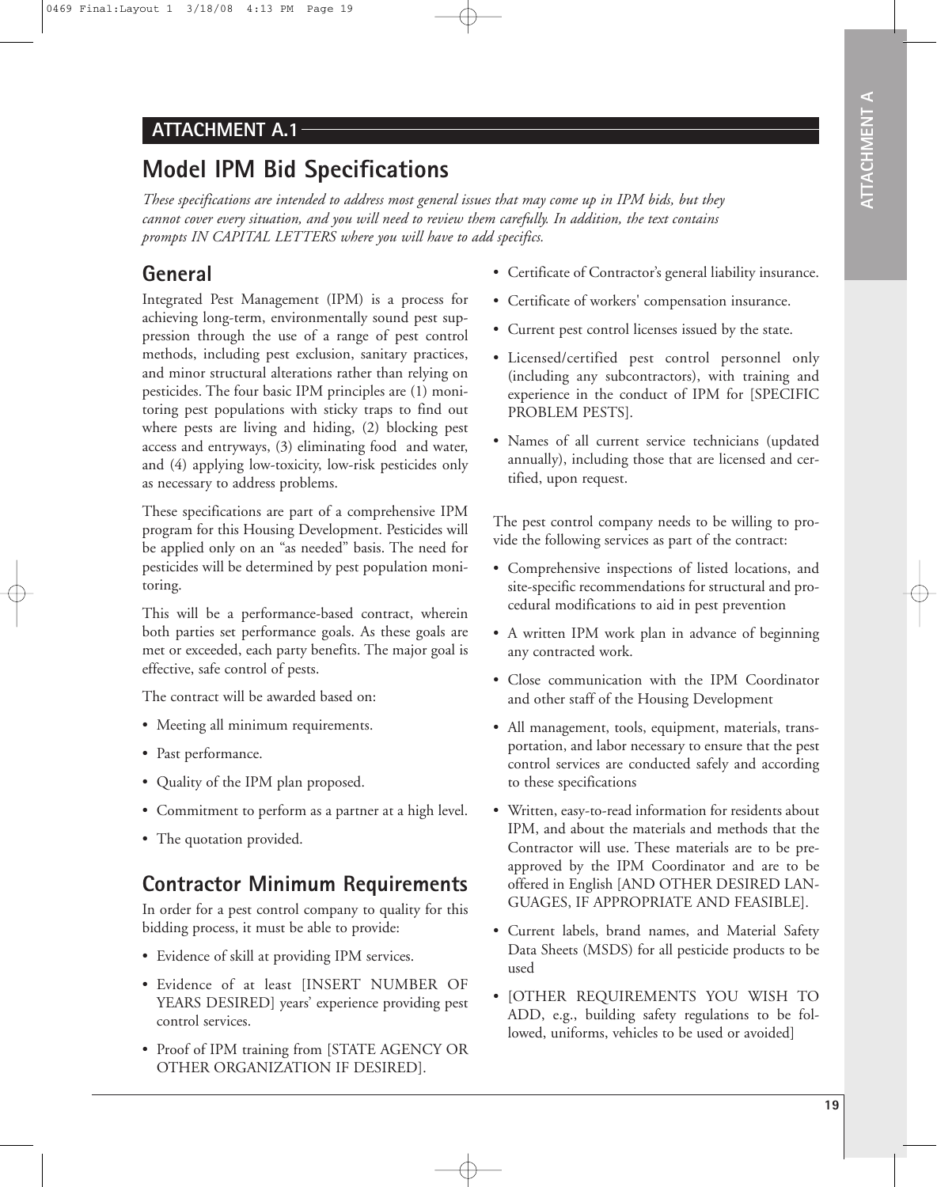## ATTACHMENT A.1

# Model IPM Bid Specifications

*These specifications are intended to address most general issues that may come up in IPM bids, but they cannot cover every situation, and you will need to review them carefully. In addition, the text contains prompts IN CAPITAL LETTERS where you will have to add specifics.*

## General

Integrated Pest Management (IPM) is a process for achieving long-term, environmentally sound pest suppression through the use of a range of pest control methods, including pest exclusion, sanitary practices, and minor structural alterations rather than relying on pesticides. The four basic IPM principles are (1) monitoring pest populations with sticky traps to find out where pests are living and hiding, (2) blocking pest access and entryways, (3) eliminating food and water, and (4) applying low-toxicity, low-risk pesticides only as necessary to address problems.

These specifications are part of a comprehensive IPM program for this Housing Development. Pesticides will be applied only on an "as needed" basis. The need for pesticides will be determined by pest population monitoring.

This will be a performance-based contract, wherein both parties set performance goals. As these goals are met or exceeded, each party benefits. The major goal is effective, safe control of pests.

The contract will be awarded based on:

- Meeting all minimum requirements.
- Past performance.
- Quality of the IPM plan proposed.
- Commitment to perform as a partner at a high level.
- The quotation provided.

## Contractor Minimum Requirements

In order for a pest control company to quality for this bidding process, it must be able to provide:

- Evidence of skill at providing IPM services.
- Evidence of at least [INSERT NUMBER OF YEARS DESIRED] years' experience providing pest control services.
- Proof of IPM training from [STATE AGENCY OR OTHER ORGANIZATION IF DESIRED].
- Certificate of Contractor's general liability insurance.
- Certificate of workers' compensation insurance.
- Current pest control licenses issued by the state.
- Licensed/certified pest control personnel only (including any subcontractors), with training and experience in the conduct of IPM for [SPECIFIC PROBLEM PESTS].
- Names of all current service technicians (updated annually), including those that are licensed and certified, upon request.

The pest control company needs to be willing to provide the following services as part of the contract:

- Comprehensive inspections of listed locations, and site-specific recommendations for structural and procedural modifications to aid in pest prevention
- A written IPM work plan in advance of beginning any contracted work.
- Close communication with the IPM Coordinator and other staff of the Housing Development
- All management, tools, equipment, materials, transportation, and labor necessary to ensure that the pest control services are conducted safely and according to these specifications
- Written, easy-to-read information for residents about IPM, and about the materials and methods that the Contractor will use. These materials are to be preapproved by the IPM Coordinator and are to be offered in English [AND OTHER DESIRED LANGUAGES, IF APPROPRIATE AND FEASIBLE].
- Current labels, brand names, and Material Safety Data Sheets (MSDS) for all pesticide products to be used
- [OTHER REQUIREMENTS YOU WISH TO ADD, e.g., building safety regulations to be followed, uniforms, vehicles to be used or avoided]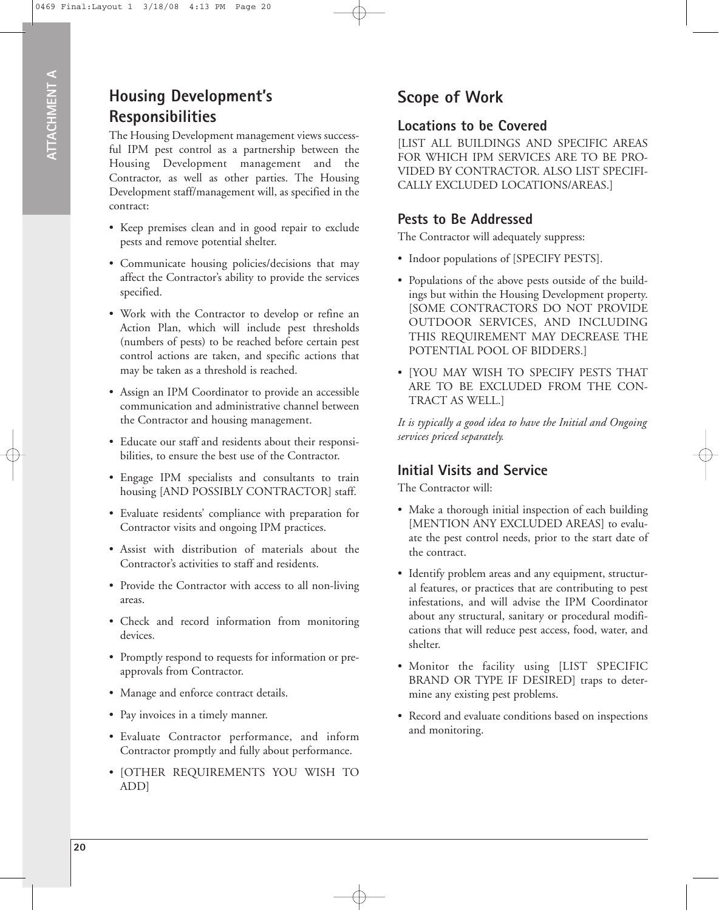## Housing Development's Responsibilities

The Housing Development management views successful IPM pest control as a partnership between the Housing Development management and the Contractor, as well as other parties. The Housing Development staff/management will, as specified in the contract:

- Keep premises clean and in good repair to exclude pests and remove potential shelter.
- Communicate housing policies/decisions that may affect the Contractor's ability to provide the services specified.
- Work with the Contractor to develop or refine an Action Plan, which will include pest thresholds (numbers of pests) to be reached before certain pest control actions are taken, and specific actions that may be taken as a threshold is reached.
- Assign an IPM Coordinator to provide an accessible communication and administrative channel between the Contractor and housing management.
- Educate our staff and residents about their responsibilities, to ensure the best use of the Contractor.
- Engage IPM specialists and consultants to train housing [AND POSSIBLY CONTRACTOR] staff.
- Evaluate residents' compliance with preparation for Contractor visits and ongoing IPM practices.
- Assist with distribution of materials about the Contractor's activities to staff and residents.
- Provide the Contractor with access to all non-living areas.
- Check and record information from monitoring devices.
- Promptly respond to requests for information or pre-approvals from Contractor.
- Manage and enforce contract details.
- Pay invoices in a timely manner.
- Evaluate Contractor performance, and inform Contractor promptly and fully about performance.
- [OTHER REQUIREMENTS YOU WISH TO ADD]

## Scope of Work

### Locations to be Covered

[LIST ALL BUILDINGS AND SPECIFIC AREAS FOR WHICH IPM SERVICES ARE TO BE PROVIDED BY CONTRACTOR. ALSO LIST SPECIFICALLY EXCLUDED LOCATIONS/AREAS.]

### Pests to Be Addressed

The Contractor will adequately suppress:

- Indoor populations of [SPECIFY PESTS].
- Populations of the above pests outside of the buildings but within the Housing Development property. [SOME CONTRACTORS DO NOT PROVIDE OUTDOOR SERVICES, AND INCLUDING THIS REQUIREMENT MAY DECREASE THE POTENTIAL POOL OF BIDDERS.]
- [YOU MAY WISH TO SPECIFY PESTS THAT ARE TO BE EXCLUDED FROM THE CONTRACT AS WELL.]

*It is typically a good idea to have the Initial and Ongoing services priced separately.*

### Initial Visits and Service

The Contractor will:

- Make a thorough initial inspection of each building [MENTION ANY EXCLUDED AREAS] to evaluate the pest control needs, prior to the start date of the contract.
- Identify problem areas and any equipment, structural features, or practices that are contributing to pest infestations, and will advise the IPM Coordinator about any structural, sanitary or procedural modifications that will reduce pest access, food, water, and shelter.
- Monitor the facility using [LIST SPECIFIC BRAND OR TYPE IF DESIRED] traps to determine any existing pest problems.
- Record and evaluate conditions based on inspections and monitoring.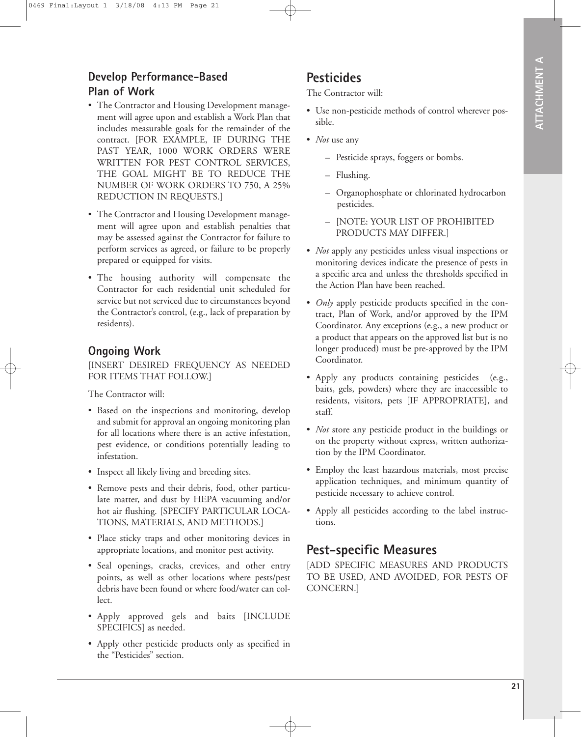## Develop Performance-Based Plan of Work

- The Contractor and Housing Development management will agree upon and establish a Work Plan that includes measurable goals for the remainder of the contract. [FOR EXAMPLE, IF DURING THE PAST YEAR, 1000 WORK ORDERS WERE WRITTEN FOR PEST CONTROL SERVICES, THE GOAL MIGHT BE TO REDUCE THE NUMBER OF WORK ORDERS TO 750, A 25% REDUCTION IN REQUESTS.]
- The Contractor and Housing Development management will agree upon and establish penalties that may be assessed against the Contractor for failure to perform services as agreed, or failure to be properly prepared or equipped for visits.
- The housing authority will compensate the Contractor for each residential unit scheduled for service but not serviced due to circumstances beyond the Contractor's control, (e.g., lack of preparation by residents).

## Ongoing Work

[INSERT DESIRED FREQUENCY AS NEEDED FOR ITEMS THAT FOLLOW.]

The Contractor will:

- Based on the inspections and monitoring, develop and submit for approval an ongoing monitoring plan for all locations where there is an active infestation, pest evidence, or conditions potentially leading to infestation.
- Inspect all likely living and breeding sites.
- Remove pests and their debris, food, other particulate matter, and dust by HEPA vacuuming and/or hot air flushing. [SPECIFY PARTICULAR LOCATIONS, MATERIALS, AND METHODS.]
- Place sticky traps and other monitoring devices in appropriate locations, and monitor pest activity.
- Seal openings, cracks, crevices, and other entry points, as well as other locations where pests/pest debris have been found or where food/water can collect.
- Apply approved gels and baits [INCLUDE SPECIFICS] as needed.
- Apply other pesticide products only as specified in the "Pesticides" section.

## Pesticides

The Contractor will:

- Use non-pesticide methods of control wherever possible.
- *Not* use any
  - Pesticide sprays, foggers or bombs.
  - Flushing.
  - Organophosphate or chlorinated hydrocarbon pesticides.
  - [NOTE: YOUR LIST OF PROHIBITED PRODUCTS MAY DIFFER.]
- *Not* apply any pesticides unless visual inspections or monitoring devices indicate the presence of pests in a specific area and unless the thresholds specified in the Action Plan have been reached.
- *Only* apply pesticide products specified in the contract, Plan of Work, and/or approved by the IPM Coordinator. Any exceptions (e.g., a new product or a product that appears on the approved list but is no longer produced) must be pre-approved by the IPM Coordinator.
- Apply any products containing pesticides (e.g., baits, gels, powders) where they are inaccessible to residents, visitors, pets [IF APPROPRIATE], and staff.
- *Not* store any pesticide product in the buildings or on the property without express, written authorization by the IPM Coordinator.
- Employ the least hazardous materials, most precise application techniques, and minimum quantity of pesticide necessary to achieve control.
- Apply all pesticides according to the label instructions.

## Pest-specific Measures

[ADD SPECIFIC MEASURES AND PRODUCTS TO BE USED, AND AVOIDED, FOR PESTS OF CONCERN.]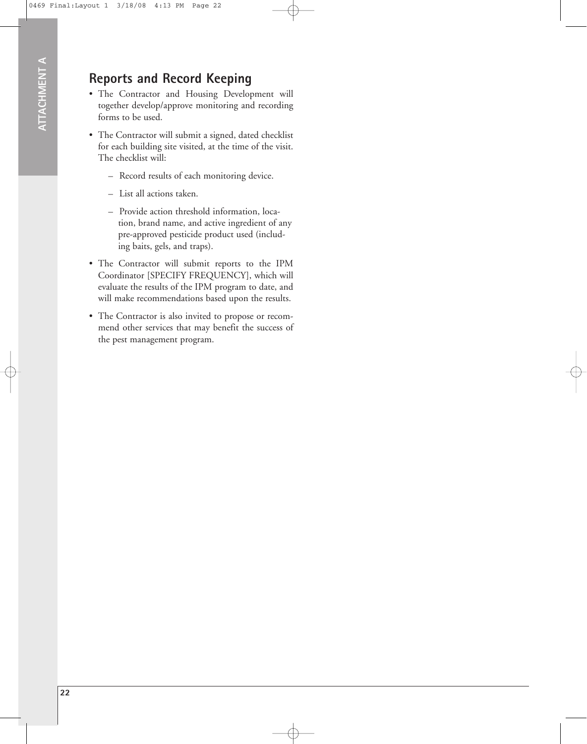## Reports and Record Keeping

- The Contractor and Housing Development will together develop/approve monitoring and recording forms to be used.
- The Contractor will submit a signed, dated checklist for each building site visited, at the time of the visit. The checklist will:
  - Record results of each monitoring device.
  - List all actions taken.
  - Provide action threshold information, location, brand name, and active ingredient of any pre-approved pesticide product used (including baits, gels, and traps).
- The Contractor will submit reports to the IPM Coordinator [SPECIFY FREQUENCY], which will evaluate the results of the IPM program to date, and will make recommendations based upon the results.
- The Contractor is also invited to propose or recommend other services that may benefit the success of the pest management program.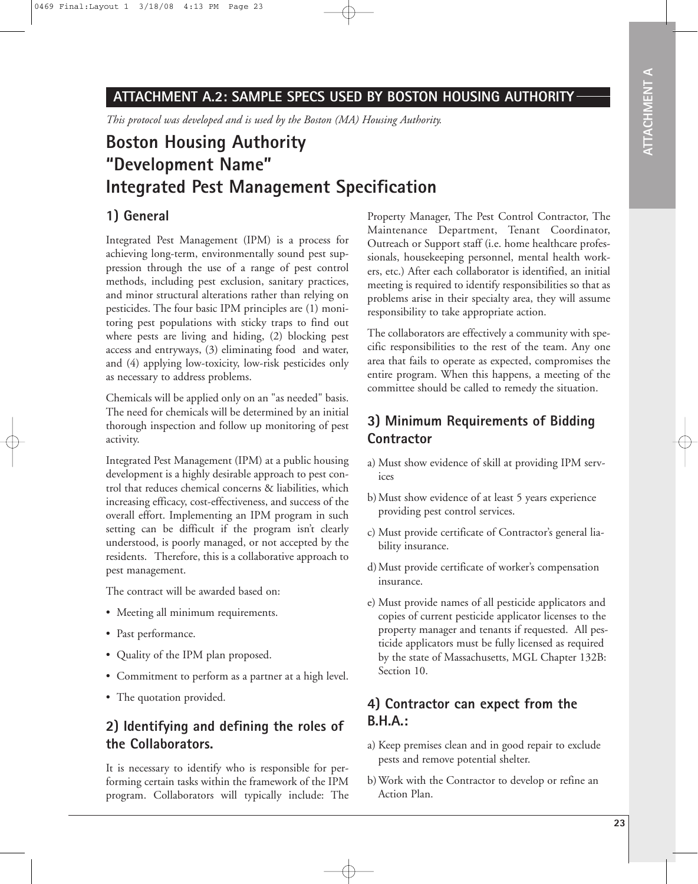## ATTACHMENT A.2: SAMPLE SPECS USED BY BOSTON HOUSING AUTHORITY

*This protocol was developed and is used by the Boston (MA) Housing Authority.*

# Boston Housing Authority "Development Name" Integrated Pest Management Specification

### 1) General

Integrated Pest Management (IPM) is a process for achieving long-term, environmentally sound pest suppression through the use of a range of pest control methods, including pest exclusion, sanitary practices, and minor structural alterations rather than relying on pesticides. The four basic IPM principles are (1) monitoring pest populations with sticky traps to find out where pests are living and hiding, (2) blocking pest access and entryways, (3) eliminating food and water, and (4) applying low-toxicity, low-risk pesticides only as necessary to address problems.

Chemicals will be applied only on an "as needed" basis. The need for chemicals will be determined by an initial thorough inspection and follow up monitoring of pest activity.

Integrated Pest Management (IPM) at a public housing development is a highly desirable approach to pest control that reduces chemical concerns & liabilities, which increasing efficacy, cost-effectiveness, and success of the overall effort. Implementing an IPM program in such setting can be difficult if the program isn't clearly understood, is poorly managed, or not accepted by the residents. Therefore, this is a collaborative approach to pest management.

The contract will be awarded based on:

- Meeting all minimum requirements.
- Past performance.
- Quality of the IPM plan proposed.
- Commitment to perform as a partner at a high level.
- The quotation provided.

### 2) Identifying and defining the roles of the Collaborators.

It is necessary to identify who is responsible for performing certain tasks within the framework of the IPM program. Collaborators will typically include: The Property Manager, The Pest Control Contractor, The Maintenance Department, Tenant Coordinator, Outreach or Support staff (i.e. home healthcare professionals, housekeeping personnel, mental health workers, etc.) After each collaborator is identified, an initial meeting is required to identify responsibilities so that as problems arise in their specialty area, they will assume responsibility to take appropriate action.

The collaborators are effectively a community with specific responsibilities to the rest of the team. Any one area that fails to operate as expected, compromises the entire program. When this happens, a meeting of the committee should be called to remedy the situation.

### 3) Minimum Requirements of Bidding Contractor

a) Must show evidence of skill at providing IPM services

b) Must show evidence of at least 5 years experience providing pest control services.

c) Must provide certificate of Contractor's general liability insurance.

d) Must provide certificate of worker's compensation insurance.

e) Must provide names of all pesticide applicators and copies of current pesticide applicator licenses to the property manager and tenants if requested. All pesticide applicators must be fully licensed as required by the state of Massachusetts, MGL Chapter 132B: Section 10.

### 4) Contractor can expect from the B.H.A.:

a) Keep premises clean and in good repair to exclude pests and remove potential shelter.

b) Work with the Contractor to develop or refine an Action Plan.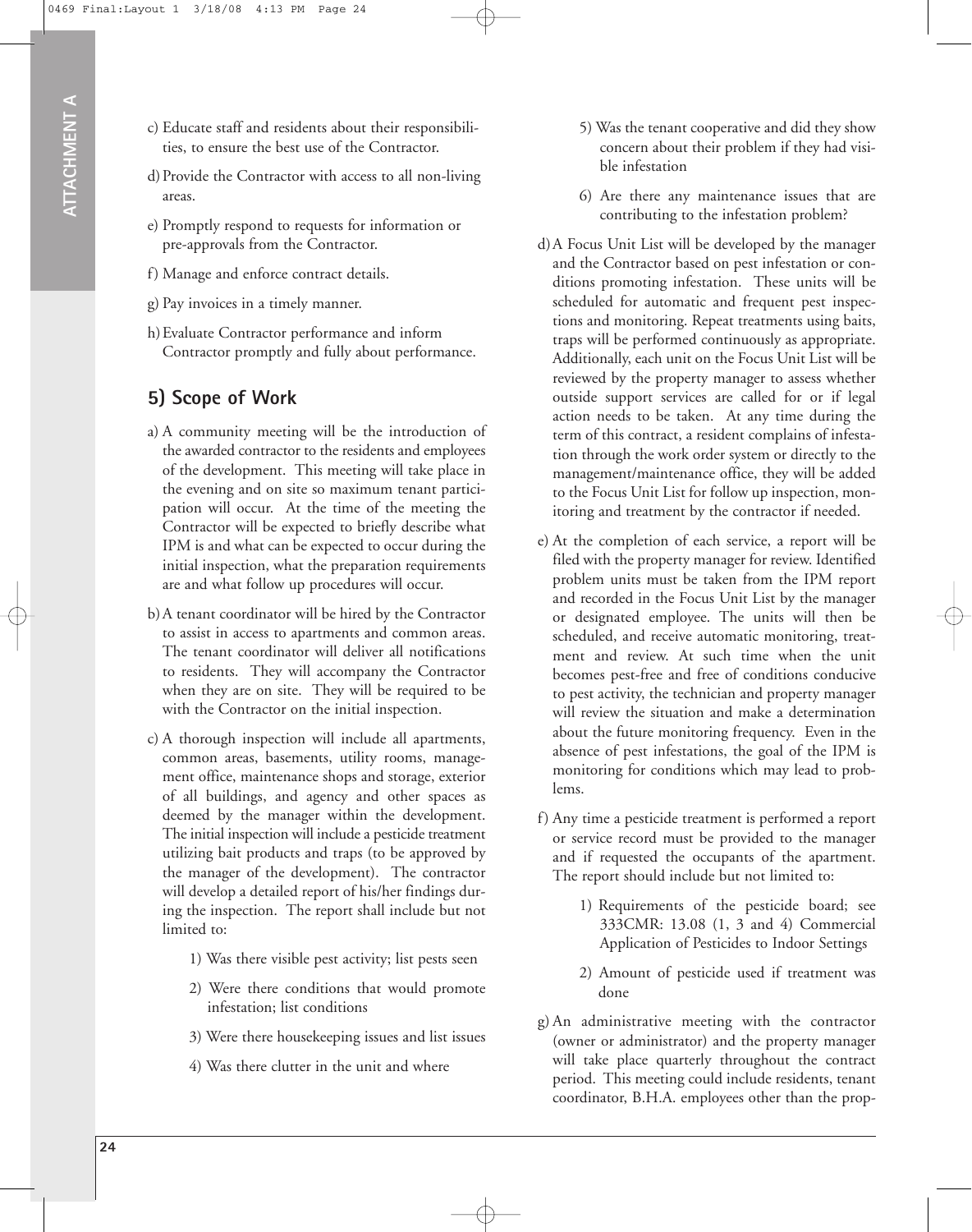c) Educate staff and residents about their responsibilities, to ensure the best use of the Contractor.

d) Provide the Contractor with access to all non-living areas.

e) Promptly respond to requests for information or pre-approvals from the Contractor.

f) Manage and enforce contract details.

g) Pay invoices in a timely manner.

h) Evaluate Contractor performance and inform Contractor promptly and fully about performance.

## 5) Scope of Work

a) A community meeting will be the introduction of the awarded contractor to the residents and employees of the development. This meeting will take place in the evening and on site so maximum tenant participation will occur. At the time of the meeting the Contractor will be expected to briefly describe what IPM is and what can be expected to occur during the initial inspection, what the preparation requirements are and what follow up procedures will occur.

b) A tenant coordinator will be hired by the Contractor to assist in access to apartments and common areas. The tenant coordinator will deliver all notifications to residents. They will accompany the Contractor when they are on site. They will be required to be with the Contractor on the initial inspection.

c) A thorough inspection will include all apartments, common areas, basements, utility rooms, management office, maintenance shops and storage, exterior of all buildings, and agency and other spaces as deemed by the manager within the development. The initial inspection will include a pesticide treatment utilizing bait products and traps (to be approved by the manager of the development). The contractor will develop a detailed report of his/her findings during the inspection. The report shall include but not limited to:

   1) Was there visible pest activity; list pests seen

   2) Were there conditions that would promote infestation; list conditions

   3) Were there housekeeping issues and list issues

   4) Was there clutter in the unit and where

   5) Was the tenant cooperative and did they show concern about their problem if they had visible infestation

   6) Are there any maintenance issues that are contributing to the infestation problem?

d) A Focus Unit List will be developed by the manager and the Contractor based on pest infestation or conditions promoting infestation. These units will be scheduled for automatic and frequent pest inspections and monitoring. Repeat treatments using baits, traps will be performed continuously as appropriate. Additionally, each unit on the Focus Unit List will be reviewed by the property manager to assess whether outside support services are called for or if legal action needs to be taken. At any time during the term of this contract, a resident complains of infestation through the work order system or directly to the management/maintenance office, they will be added to the Focus Unit List for follow up inspection, monitoring and treatment by the contractor if needed.

e) At the completion of each service, a report will be filed with the property manager for review. Identified problem units must be taken from the IPM report and recorded in the Focus Unit List by the manager or designated employee. The units will then be scheduled, and receive automatic monitoring, treatment and review. At such time when the unit becomes pest-free and free of conditions conducive to pest activity, the technician and property manager will review the situation and make a determination about the future monitoring frequency. Even in the absence of pest infestations, the goal of the IPM is monitoring for conditions which may lead to problems.

f) Any time a pesticide treatment is performed a report or service record must be provided to the manager and if requested the occupants of the apartment. The report should include but not limited to:

   1) Requirements of the pesticide board; see 333CMR: 13.08 (1, 3 and 4) Commercial Application of Pesticides to Indoor Settings

   2) Amount of pesticide used if treatment was done

g) An administrative meeting with the contractor (owner or administrator) and the property manager will take place quarterly throughout the contract period. This meeting could include residents, tenant coordinator, B.H.A. employees other than the prop-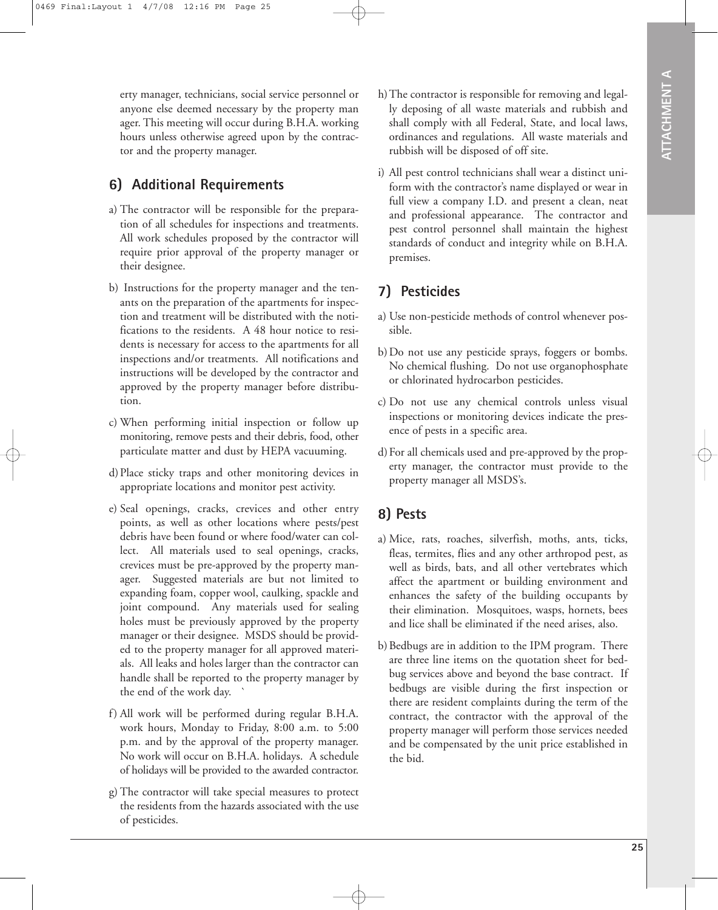erty manager, technicians, social service personnel or anyone else deemed necessary by the property manager. This meeting will occur during B.H.A. working hours unless otherwise agreed upon by the contractor and the property manager.

## 6) Additional Requirements

a) The contractor will be responsible for the preparation of all schedules for inspections and treatments. All work schedules proposed by the contractor will require prior approval of the property manager or their designee.

b) Instructions for the property manager and the tenants on the preparation of the apartments for inspection and treatment will be distributed with the notifications to the residents. A 48 hour notice to residents is necessary for access to the apartments for all inspections and/or treatments. All notifications and instructions will be developed by the contractor and approved by the property manager before distribution.

c) When performing initial inspection or follow up monitoring, remove pests and their debris, food, other particulate matter and dust by HEPA vacuuming.

d) Place sticky traps and other monitoring devices in appropriate locations and monitor pest activity.

e) Seal openings, cracks, crevices and other entry points, as well as other locations where pests/pest debris have been found or where food/water can collect. All materials used to seal openings, cracks, crevices must be pre-approved by the property manager. Suggested materials are but not limited to expanding foam, copper wool, caulking, spackle and joint compound. Any materials used for sealing holes must be previously approved by the property manager or their designee. MSDS should be provided to the property manager for all approved materials. All leaks and holes larger than the contractor can handle shall be reported to the property manager by the end of the work day. `

f) All work will be performed during regular B.H.A. work hours, Monday to Friday, 8:00 a.m. to 5:00 p.m. and by the approval of the property manager. No work will occur on B.H.A. holidays. A schedule of holidays will be provided to the awarded contractor.

g) The contractor will take special measures to protect the residents from the hazards associated with the use of pesticides.

h) The contractor is responsible for removing and legally deposing of all waste materials and rubbish and shall comply with all Federal, State, and local laws, ordinances and regulations. All waste materials and rubbish will be disposed of off site.

i) All pest control technicians shall wear a distinct uniform with the contractor's name displayed or wear in full view a company I.D. and present a clean, neat and professional appearance. The contractor and pest control personnel shall maintain the highest standards of conduct and integrity while on B.H.A. premises.

## 7) Pesticides

a) Use non-pesticide methods of control whenever possible.

b) Do not use any pesticide sprays, foggers or bombs. No chemical flushing. Do not use organophosphate or chlorinated hydrocarbon pesticides.

c) Do not use any chemical controls unless visual inspections or monitoring devices indicate the presence of pests in a specific area.

d) For all chemicals used and pre-approved by the property manager, the contractor must provide to the property manager all MSDS's.

## 8) Pests

a) Mice, rats, roaches, silverfish, moths, ants, ticks, fleas, termites, flies and any other arthropod pest, as well as birds, bats, and all other vertebrates which affect the apartment or building environment and enhances the safety of the building occupants by their elimination. Mosquitoes, wasps, hornets, bees and lice shall be eliminated if the need arises, also.

b) Bedbugs are in addition to the IPM program. There are three line items on the quotation sheet for bedbug services above and beyond the base contract. If bedbugs are visible during the first inspection or there are resident complaints during the term of the contract, the contractor with the approval of the property manager will perform those services needed and be compensated by the unit price established in the bid.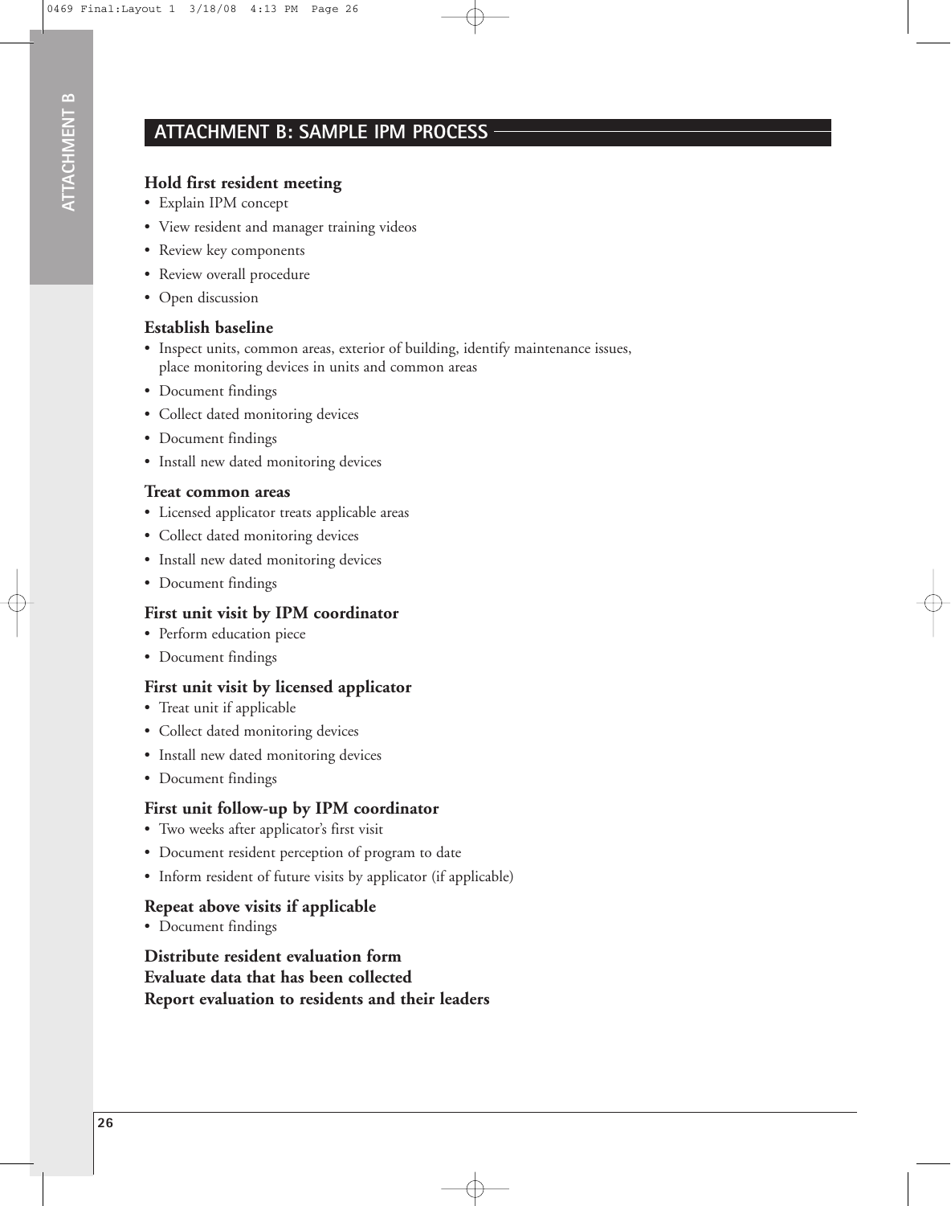## ATTACHMENT B: SAMPLE IPM PROCESS

**Hold first resident meeting**

- Explain IPM concept
- View resident and manager training videos
- Review key components
- Review overall procedure
- Open discussion

**Establish baseline**

- Inspect units, common areas, exterior of building, identify maintenance issues, place monitoring devices in units and common areas
- Document findings
- Collect dated monitoring devices
- Document findings
- Install new dated monitoring devices

**Treat common areas**

- Licensed applicator treats applicable areas
- Collect dated monitoring devices
- Install new dated monitoring devices
- Document findings

**First unit visit by IPM coordinator**

- Perform education piece
- Document findings

**First unit visit by licensed applicator**

- Treat unit if applicable
- Collect dated monitoring devices
- Install new dated monitoring devices
- Document findings

**First unit follow-up by IPM coordinator**

- Two weeks after applicator's first visit
- Document resident perception of program to date
- Inform resident of future visits by applicator (if applicable)

**Repeat above visits if applicable**

- Document findings

**Distribute resident evaluation form**

**Evaluate data that has been collected**

**Report evaluation to residents and their leaders**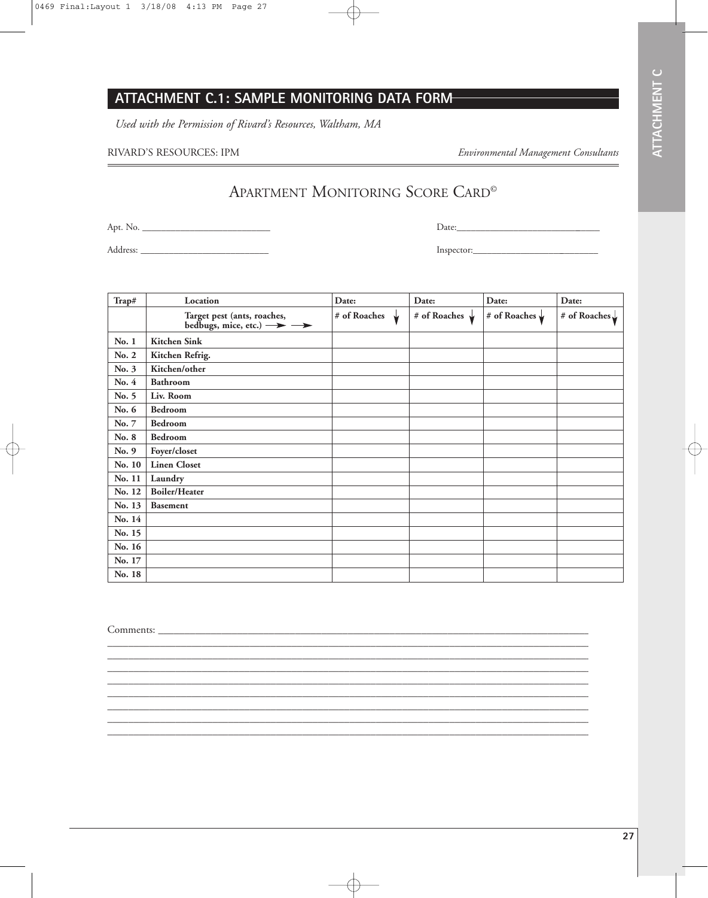## ATTACHMENT C.1: SAMPLE MONITORING DATA FORM

*Used with the Permission of Rivard's Resources, Waltham, MA*

RIVARD'S RESOURCES: IPM *Environmental Management Consultants*

# APARTMENT MONITORING SCORE CARD©

Apt. No. ___________________________ Date:______________________________

Address: ___________________________ Inspector:___________________________

| Trap# | Location | Date: | Date: | Date: | Date: |
|---|---|---|---|---|---|
| | Target pest (ants, roaches, bedbugs, mice, etc.) → → | # of Roaches ↓ | # of Roaches ↓ | # of Roaches ↓ | # of Roaches ↓ |
| No. 1 | Kitchen Sink | | | | |
| No. 2 | Kitchen Refrig. | | | | |
| No. 3 | Kitchen/other | | | | |
| No. 4 | Bathroom | | | | |
| No. 5 | Liv. Room | | | | |
| No. 6 | Bedroom | | | | |
| No. 7 | Bedroom | | | | |
| No. 8 | Bedroom | | | | |
| No. 9 | Foyer/closet | | | | |
| No. 10 | Linen Closet | | | | |
| No. 11 | Laundry | | | | |
| No. 12 | Boiler/Heater | | | | |
| No. 13 | Basement | | | | |
| No. 14 | | | | | |
| No. 15 | | | | | |
| No. 16 | | | | | |
| No. 17 | | | | | |
| No. 18 | | | | | |

Comments: ______________________________________________________________________________

________________________________________________________________________________________

________________________________________________________________________________________

________________________________________________________________________________________

________________________________________________________________________________________

________________________________________________________________________________________

________________________________________________________________________________________

________________________________________________________________________________________

________________________________________________________________________________________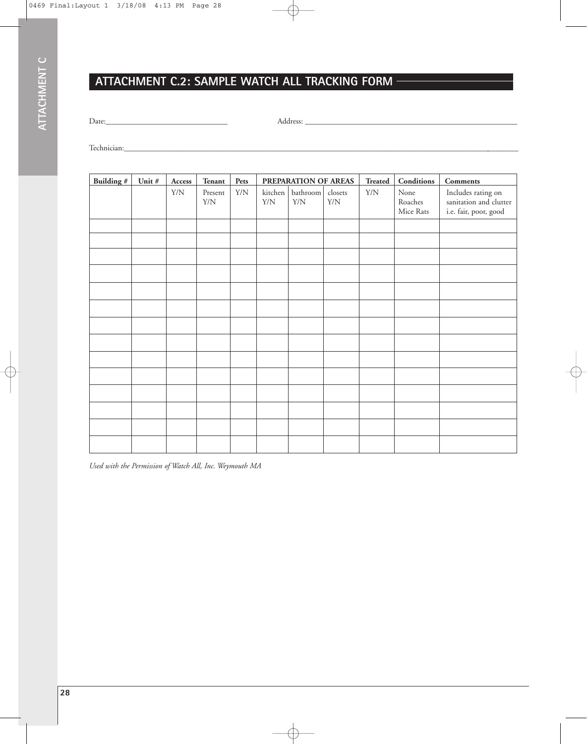## ATTACHMENT C.2: SAMPLE WATCH ALL TRACKING FORM

Date:_______________________________ Address: _______________________________________________________

Technician:_______________________________________________________________________________________________

| Building # | Unit # | Access | Tenant | Pets | PREPARATION OF AREAS | | | Treated | Conditions | Comments |
|---|---|---|---|---|---|---|---|---|---|---|
| | | Y/N | Present Y/N | Y/N | kitchen Y/N | bathroom Y/N | closets Y/N | Y/N | None Roaches Mice Rats | Includes rating on sanitation and clutter i.e. fair, poor, good |
| | | | | | | | | | | |
| | | | | | | | | | | |
| | | | | | | | | | | |
| | | | | | | | | | | |
| | | | | | | | | | | |
| | | | | | | | | | | |
| | | | | | | | | | | |
| | | | | | | | | | | |
| | | | | | | | | | | |
| | | | | | | | | | | |
| | | | | | | | | | | |
| | | | | | | | | | | |
| | | | | | | | | | | |
| | | | | | | | | | | |

*Used with the Permission of Watch All, Inc. Weymouth MA*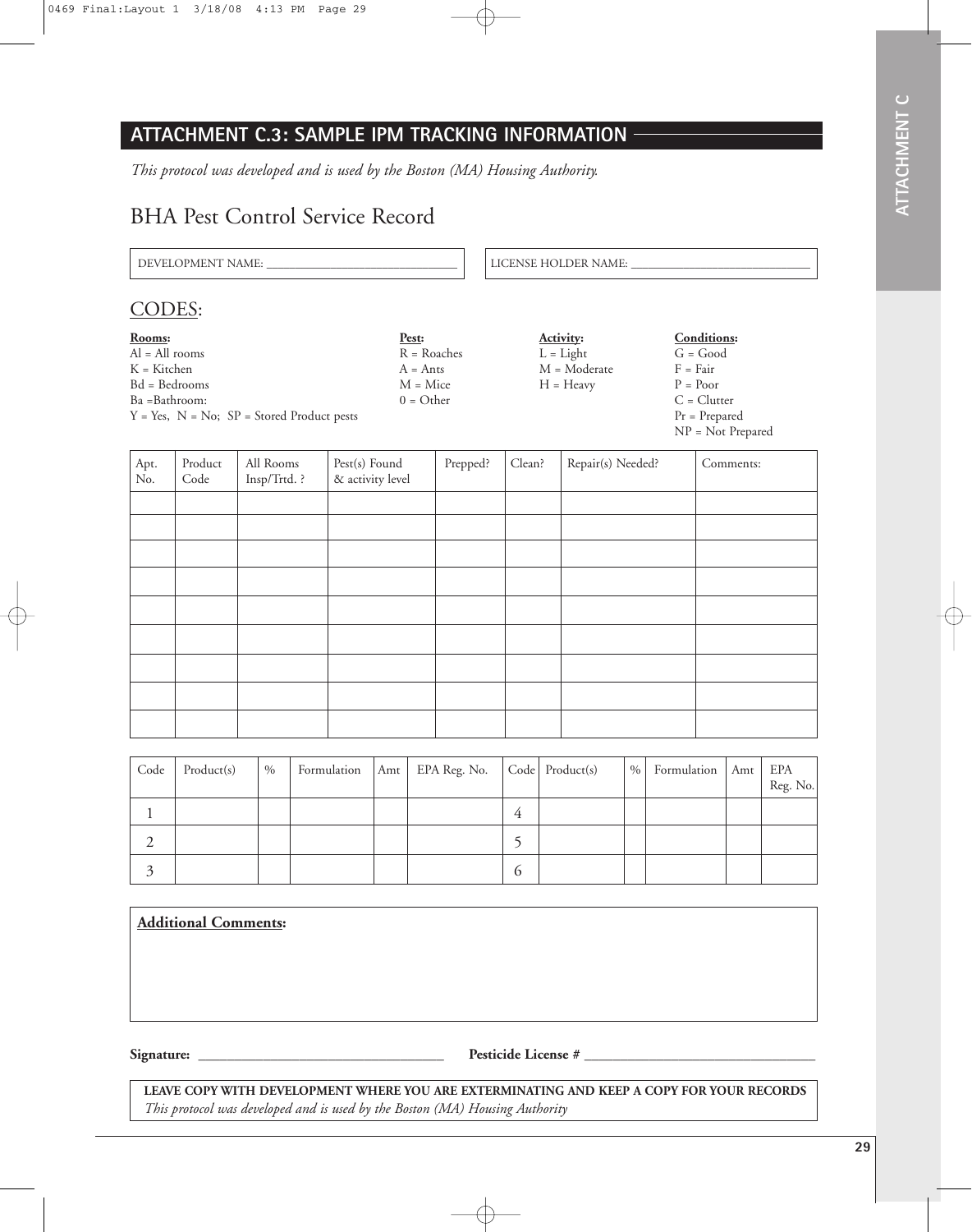## ATTACHMENT C.3: SAMPLE IPM TRACKING INFORMATION

*This protocol was developed and is used by the Boston (MA) Housing Authority.*

# BHA Pest Control Service Record

DEVELOPMENT NAME: ______________________________

LICENSE HOLDER NAME: ____________________________

## CODES:

**Rooms:**
Al = All rooms
K = Kitchen
Bd = Bedrooms
Ba =Bathroom:
Y = Yes, N = No; SP = Stored Product pests

**Pest:**
R = Roaches
A = Ants
M = Mice
0 = Other

**Activity:**
L = Light
M = Moderate
H = Heavy

**Conditions:**
G = Good
F = Fair
P = Poor
C = Clutter
Pr = Prepared
NP = Not Prepared

| Apt. No. | Product Code | All Rooms Insp/Trtd. ? | Pest(s) Found & activity level | Prepped? | Clean? | Repair(s) Needed? | Comments: |
|---|---|---|---|---|---|---|---|
| | | | | | | | |
| | | | | | | | |
| | | | | | | | |
| | | | | | | | |
| | | | | | | | |
| | | | | | | | |
| | | | | | | | |
| | | | | | | | |
| | | | | | | | |

| Code | Product(s) | % | Formulation | Amt | EPA Reg. No. | Code | Product(s) | % | Formulation | Amt | EPA Reg. No. |
|---|---|---|---|---|---|---|---|---|---|---|---|
| 1 | | | | | | 4 | | | | | |
| 2 | | | | | | 5 | | | | | |
| 3 | | | | | | 6 | | | | | |

**Additional Comments:**

**Signature:** ________________________________ **Pesticide License #** ______________________________

**LEAVE COPY WITH DEVELOPMENT WHERE YOU ARE EXTERMINATING AND KEEP A COPY FOR YOUR RECORDS**
*This protocol was developed and is used by the Boston (MA) Housing Authority*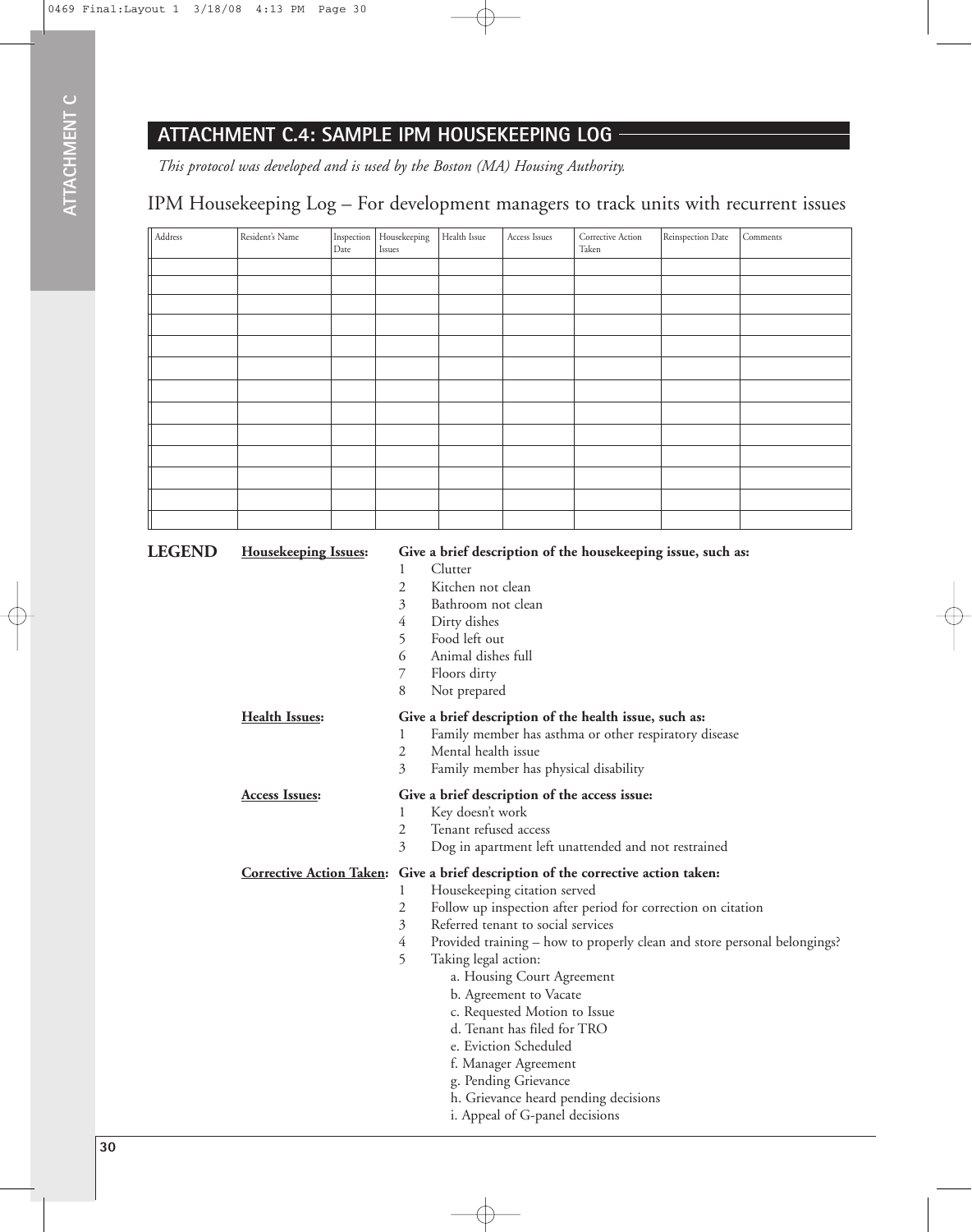## ATTACHMENT C.4: SAMPLE IPM HOUSEKEEPING LOG

*This protocol was developed and is used by the Boston (MA) Housing Authority.*

### IPM Housekeeping Log – For development managers to track units with recurrent issues

| Address | Resident's Name | Inspection Date | Housekeeping Issues | Health Issue | Access Issues | Corrective Action Taken | Reinspection Date | Comments |
|---|---|---|---|---|---|---|---|---|
| | | | | | | | | |
| | | | | | | | | |
| | | | | | | | | |
| | | | | | | | | |
| | | | | | | | | |
| | | | | | | | | |
| | | | | | | | | |
| | | | | | | | | |
| | | | | | | | | |
| | | | | | | | | |
| | | | | | | | | |
| | | | | | | | | |
| | | | | | | | | |

**LEGEND**

**Housekeeping Issues:** **Give a brief description of the housekeeping issue, such as:**

1. Clutter
2. Kitchen not clean
3. Bathroom not clean
4. Dirty dishes
5. Food left out
6. Animal dishes full
7. Floors dirty
8. Not prepared

**Health Issues:** **Give a brief description of the health issue, such as:**

1. Family member has asthma or other respiratory disease
2. Mental health issue
3. Family member has physical disability

**Access Issues:** **Give a brief description of the access issue:**

1. Key doesn't work
2. Tenant refused access
3. Dog in apartment left unattended and not restrained

**Corrective Action Taken:** **Give a brief description of the corrective action taken:**

1. Housekeeping citation served
2. Follow up inspection after period for correction on citation
3. Referred tenant to social services
4. Provided training – how to properly clean and store personal belongings?
5. Taking legal action:
   - a. Housing Court Agreement
   - b. Agreement to Vacate
   - c. Requested Motion to Issue
   - d. Tenant has filed for TRO
   - e. Eviction Scheduled
   - f. Manager Agreement
   - g. Pending Grievance
   - h. Grievance heard pending decisions
   - i. Appeal of G-panel decisions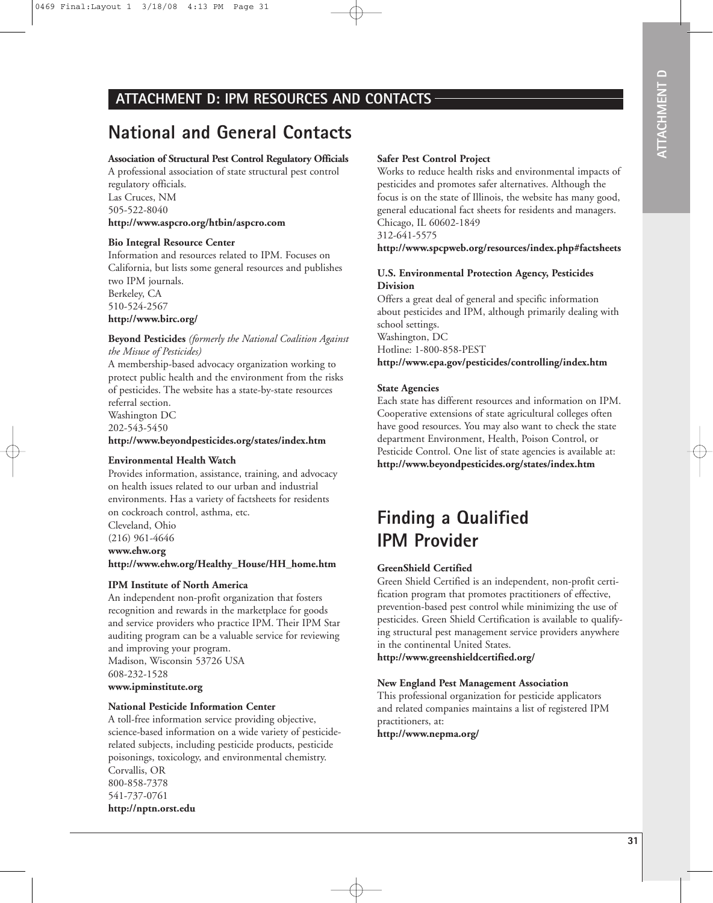## ATTACHMENT D: IPM RESOURCES AND CONTACTS

# National and General Contacts

**Association of Structural Pest Control Regulatory Officials**
A professional association of state structural pest control regulatory officials.
Las Cruces, NM
505-522-8040
**http://www.aspcro.org/htbin/aspcro.com**

**Bio Integral Resource Center**
Information and resources related to IPM. Focuses on California, but lists some general resources and publishes two IPM journals.
Berkeley, CA
510-524-2567
**http://www.birc.org/**

**Beyond Pesticides** *(formerly the National Coalition Against the Misuse of Pesticides)*
A membership-based advocacy organization working to protect public health and the environment from the risks of pesticides. The website has a state-by-state resources referral section.
Washington DC
202-543-5450
**http://www.beyondpesticides.org/states/index.htm**

**Environmental Health Watch**
Provides information, assistance, training, and advocacy on health issues related to our urban and industrial environments. Has a variety of factsheets for residents on cockroach control, asthma, etc.
Cleveland, Ohio
(216) 961-4646
**www.ehw.org**
**http://www.ehw.org/Healthy_House/HH_home.htm**

**IPM Institute of North America**
An independent non-profit organization that fosters recognition and rewards in the marketplace for goods and service providers who practice IPM. Their IPM Star auditing program can be a valuable service for reviewing and improving your program.
Madison, Wisconsin 53726 USA
608-232-1528
**www.ipminstitute.org**

**National Pesticide Information Center**
A toll-free information service providing objective, science-based information on a wide variety of pesticide-related subjects, including pesticide products, pesticide poisonings, toxicology, and environmental chemistry.
Corvallis, OR
800-858-7378
541-737-0761
**http://nptn.orst.edu**

**Safer Pest Control Project**
Works to reduce health risks and environmental impacts of pesticides and promotes safer alternatives. Although the focus is on the state of Illinois, the website has many good, general educational fact sheets for residents and managers.
Chicago, IL 60602-1849
312-641-5575
**http://www.spcpweb.org/resources/index.php#factsheets**

**U.S. Environmental Protection Agency, Pesticides Division**
Offers a great deal of general and specific information about pesticides and IPM, although primarily dealing with school settings.
Washington, DC
Hotline: 1-800-858-PEST
**http://www.epa.gov/pesticides/controlling/index.htm**

**State Agencies**
Each state has different resources and information on IPM. Cooperative extensions of state agricultural colleges often have good resources. You may also want to check the state department Environment, Health, Poison Control, or Pesticide Control. One list of state agencies is available at:
**http://www.beyondpesticides.org/states/index.htm**

# Finding a Qualified IPM Provider

**GreenShield Certified**
Green Shield Certified is an independent, non-profit certification program that promotes practitioners of effective, prevention-based pest control while minimizing the use of pesticides. Green Shield Certification is available to qualifying structural pest management service providers anywhere in the continental United States.
**http://www.greenshieldcertified.org/**

**New England Pest Management Association**
This professional organization for pesticide applicators and related companies maintains a list of registered IPM practitioners, at:
**http://www.nepma.org/**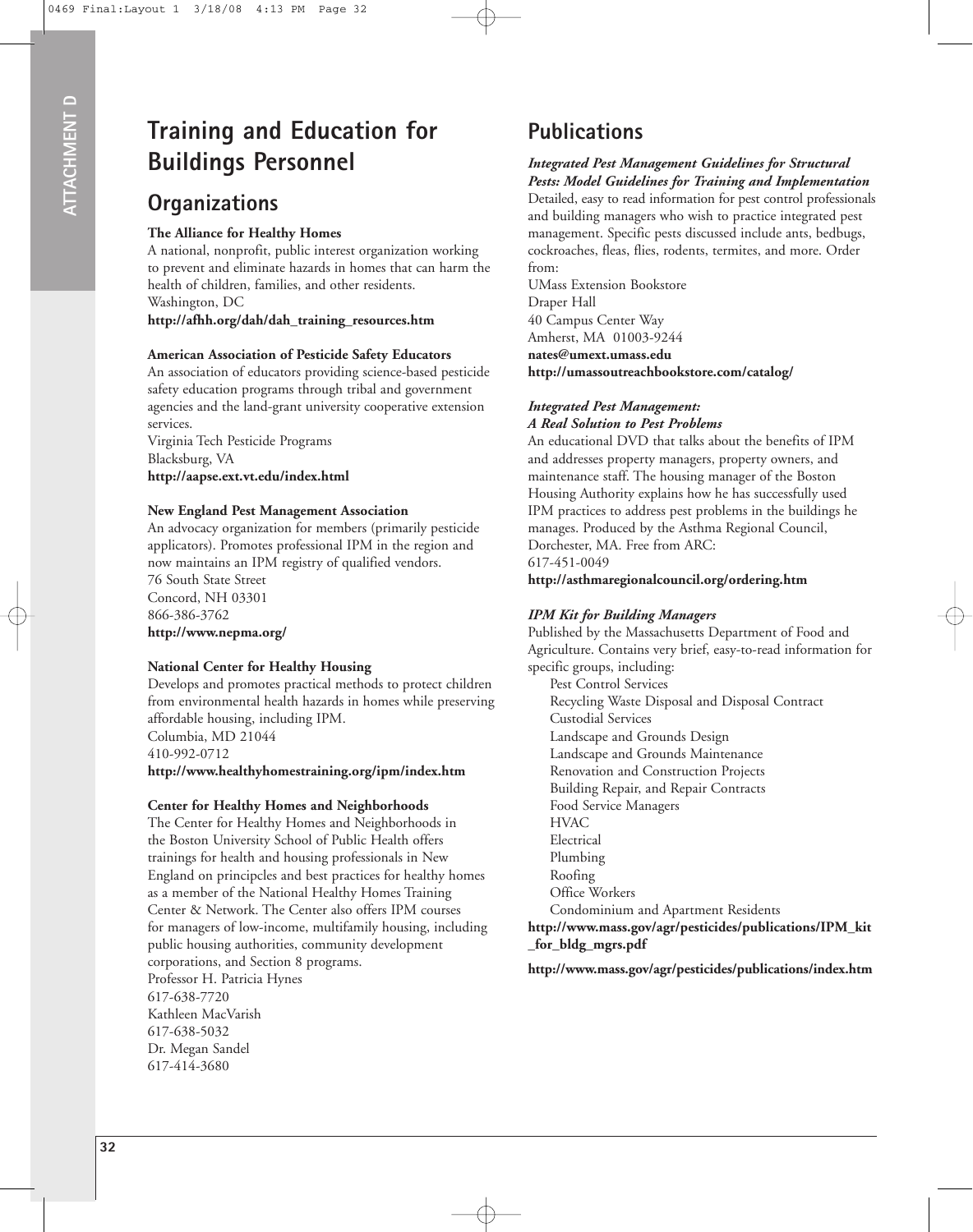# Training and Education for Buildings Personnel

## Organizations

**The Alliance for Healthy Homes**
A national, nonprofit, public interest organization working to prevent and eliminate hazards in homes that can harm the health of children, families, and other residents.
Washington, DC
**http://afhh.org/dah/dah_training_resources.htm**

**American Association of Pesticide Safety Educators**
An association of educators providing science-based pesticide safety education programs through tribal and government agencies and the land-grant university cooperative extension services.
Virginia Tech Pesticide Programs
Blacksburg, VA
**http://aapse.ext.vt.edu/index.html**

**New England Pest Management Association**
An advocacy organization for members (primarily pesticide applicators). Promotes professional IPM in the region and now maintains an IPM registry of qualified vendors.
76 South State Street
Concord, NH 03301
866-386-3762
**http://www.nepma.org/**

**National Center for Healthy Housing**
Develops and promotes practical methods to protect children from environmental health hazards in homes while preserving affordable housing, including IPM.
Columbia, MD 21044
410-992-0712
**http://www.healthyhomestraining.org/ipm/index.htm**

**Center for Healthy Homes and Neighborhoods**
The Center for Healthy Homes and Neighborhoods in the Boston University School of Public Health offers trainings for health and housing professionals in New England on principcles and best practices for healthy homes as a member of the National Healthy Homes Training Center & Network. The Center also offers IPM courses for managers of low-income, multifamily housing, including public housing authorities, community development corporations, and Section 8 programs.
Professor H. Patricia Hynes
617-638-7720
Kathleen MacVarish
617-638-5032
Dr. Megan Sandel
617-414-3680

## Publications

***Integrated Pest Management Guidelines for Structural Pests: Model Guidelines for Training and Implementation***
Detailed, easy to read information for pest control professionals and building managers who wish to practice integrated pest management. Specific pests discussed include ants, bedbugs, cockroaches, fleas, flies, rodents, termites, and more. Order from:
UMass Extension Bookstore
Draper Hall
40 Campus Center Way
Amherst, MA 01003-9244
**nates@umext.umass.edu**
**http://umassoutreachbookstore.com/catalog/**

***Integrated Pest Management: A Real Solution to Pest Problems***
An educational DVD that talks about the benefits of IPM and addresses property managers, property owners, and maintenance staff. The housing manager of the Boston Housing Authority explains how he has successfully used IPM practices to address pest problems in the buildings he manages. Produced by the Asthma Regional Council, Dorchester, MA. Free from ARC:
617-451-0049
**http://asthmaregionalcouncil.org/ordering.htm**

***IPM Kit for Building Managers***
Published by the Massachusetts Department of Food and Agriculture. Contains very brief, easy-to-read information for specific groups, including:

- Pest Control Services
- Recycling Waste Disposal and Disposal Contract
- Custodial Services
- Landscape and Grounds Design
- Landscape and Grounds Maintenance
- Renovation and Construction Projects
- Building Repair, and Repair Contracts
- Food Service Managers
- HVAC
- Electrical
- Plumbing
- Roofing
- Office Workers
- Condominium and Apartment Residents

**http://www.mass.gov/agr/pesticides/publications/IPM_kit_for_bldg_mgrs.pdf**

**http://www.mass.gov/agr/pesticides/publications/index.htm**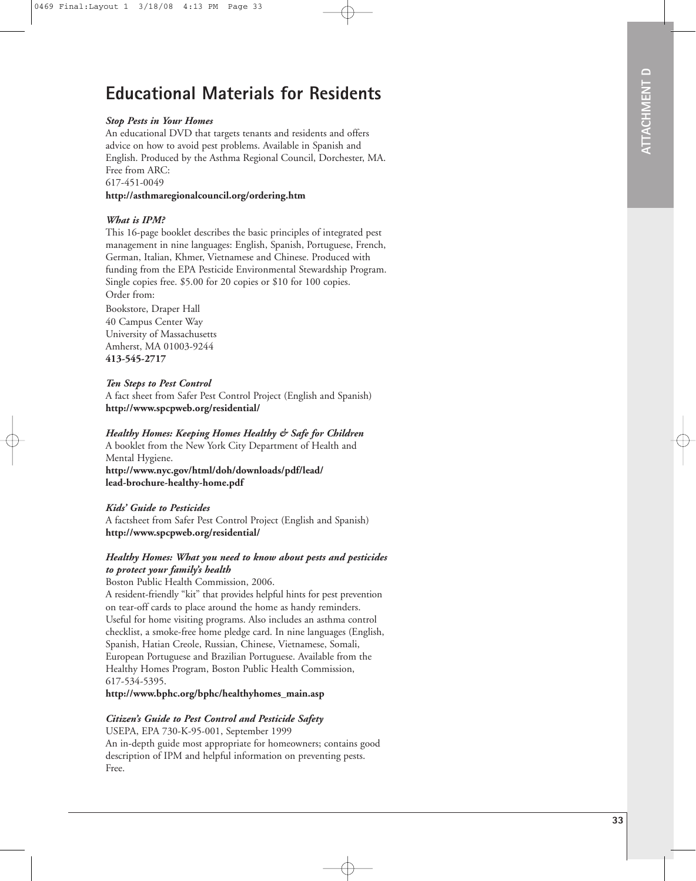## Educational Materials for Residents

***Stop Pests in Your Homes***

An educational DVD that targets tenants and residents and offers advice on how to avoid pest problems. Available in Spanish and English. Produced by the Asthma Regional Council, Dorchester, MA. Free from ARC:
617-451-0049
**http://asthmaregionalcouncil.org/ordering.htm**

***What is IPM?***

This 16-page booklet describes the basic principles of integrated pest management in nine languages: English, Spanish, Portuguese, French, German, Italian, Khmer, Vietnamese and Chinese. Produced with funding from the EPA Pesticide Environmental Stewardship Program. Single copies free. $5.00 for 20 copies or $10 for 100 copies.
Order from:

Bookstore, Draper Hall
40 Campus Center Way
University of Massachusetts
Amherst, MA 01003-9244
**413-545-2717**

***Ten Steps to Pest Control***

A fact sheet from Safer Pest Control Project (English and Spanish)
**http://www.spcpweb.org/residential/**

***Healthy Homes: Keeping Homes Healthy & Safe for Children***

A booklet from the New York City Department of Health and Mental Hygiene.
**http://www.nyc.gov/html/doh/downloads/pdf/lead/lead-brochure-healthy-home.pdf**

***Kids' Guide to Pesticides***

A factsheet from Safer Pest Control Project (English and Spanish)
**http://www.spcpweb.org/residential/**

***Healthy Homes: What you need to know about pests and pesticides to protect your family's health***

Boston Public Health Commission, 2006.
A resident-friendly "kit" that provides helpful hints for pest prevention on tear-off cards to place around the home as handy reminders. Useful for home visiting programs. Also includes an asthma control checklist, a smoke-free home pledge card. In nine languages (English, Spanish, Hatian Creole, Russian, Chinese, Vietnamese, Somali, European Portuguese and Brazilian Portuguese. Available from the Healthy Homes Program, Boston Public Health Commission, 617-534-5395.
**http://www.bphc.org/bphc/healthyhomes_main.asp**

***Citizen's Guide to Pest Control and Pesticide Safety***

USEPA, EPA 730-K-95-001, September 1999
An in-depth guide most appropriate for homeowners; contains good description of IPM and helpful information on preventing pests. Free.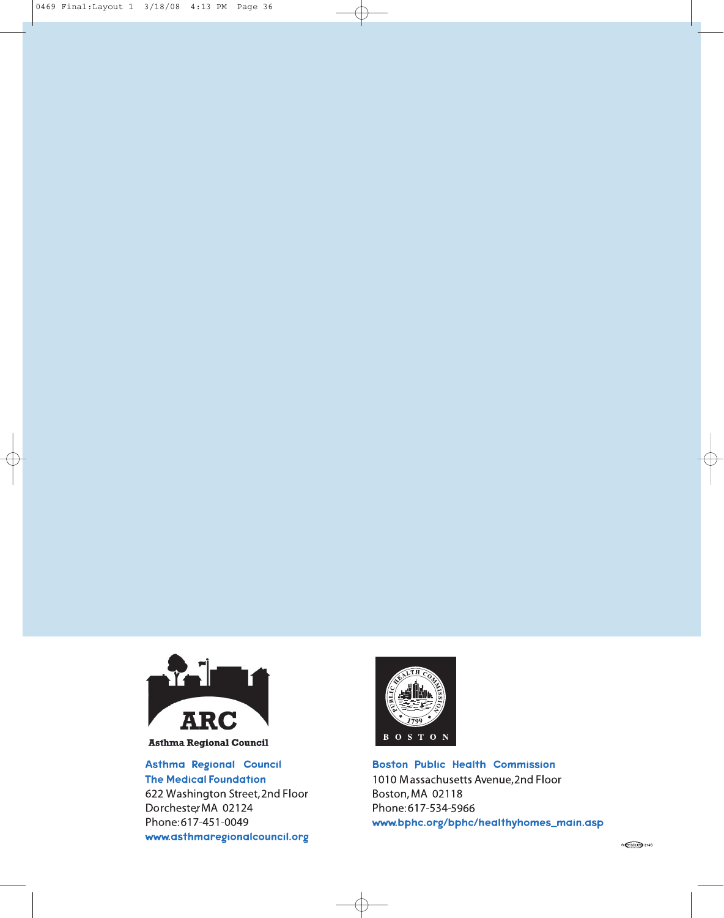Asthma Regional Council

**Asthma Regional Council**
**The Medical Foundation**
622 Washington Street, 2nd Floor
Dorchester, MA 02124
Phone: 617-451-0049
www.asthmaregionalcouncil.org

PUBLIC HEALTH COMMISSION
1799
BOSTON

**Boston Public Health Commission**
1010 Massachusetts Avenue, 2nd Floor
Boston, MA 02118
Phone: 617-534-5966
www.bphc.org/bphc/healthyhomes_main.asp